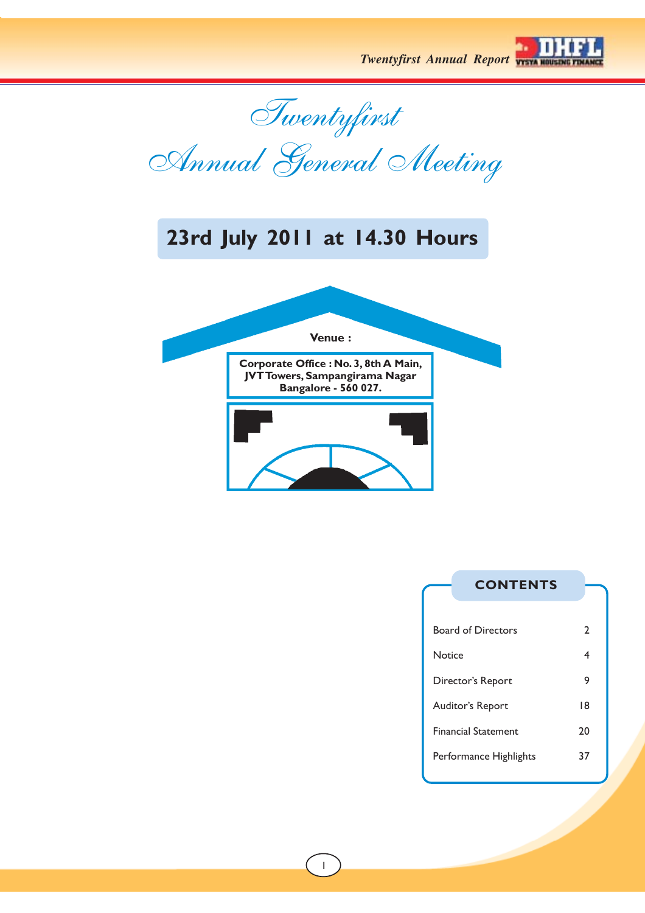# Twentyfirst Annual General Meeting

## 23rd July 2011 at 14.30 Hours

**Venue :**

**Corporate Office : No. 3, 8th A Main, JVT Towers, Sampangirama Nagar Bangalore - 560 027.**

## CONTENTS

| | |
|---|---|
| Board of Directors | 2 |
| Notice | 4 |
| Director's Report | 9 |
| Auditor's Report | 18 |
| Financial Statement | 20 |
| Performance Highlights | 37 |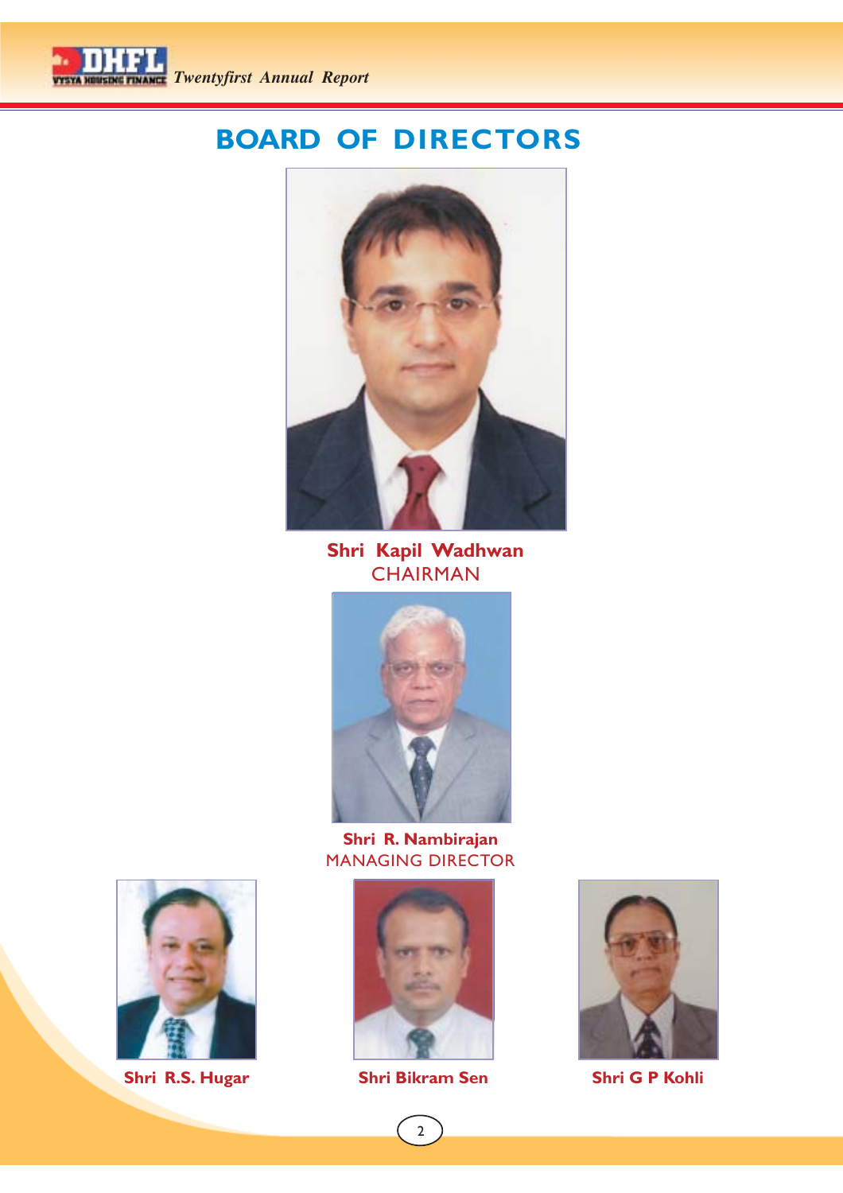# BOARD OF DIRECTORS

**Shri Kapil Wadhwan**
CHAIRMAN

**Shri R. Nambirajan**
MANAGING DIRECTOR

**Shri R.S. Hugar**

**Shri Bikram Sen**

**Shri G P Kohli**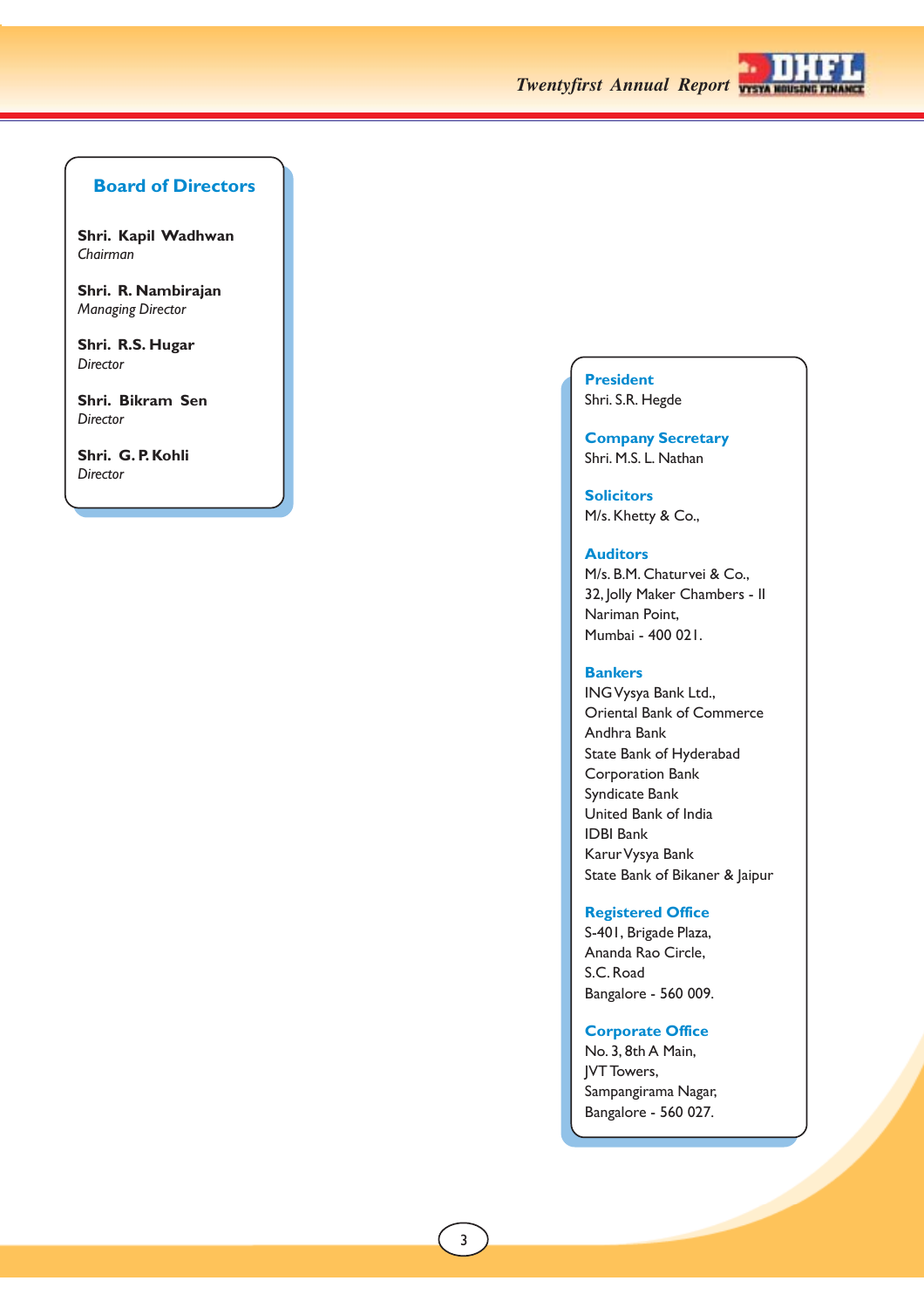## Board of Directors

**Shri. Kapil Wadhwan**
*Chairman*

**Shri. R. Nambirajan**
*Managing Director*

**Shri. R.S. Hugar**
*Director*

**Shri. Bikram Sen**
*Director*

**Shri. G. P. Kohli**
*Director*

### President
Shri. S.R. Hegde

### Company Secretary
Shri. M.S. L. Nathan

### Solicitors
M/s. Khetty & Co.,

### Auditors
M/s. B.M. Chaturvei & Co.,
32, Jolly Maker Chambers - II
Nariman Point,
Mumbai - 400 021.

### Bankers
ING Vysya Bank Ltd.,
Oriental Bank of Commerce
Andhra Bank
State Bank of Hyderabad
Corporation Bank
Syndicate Bank
United Bank of India
IDBI Bank
Karur Vysya Bank
State Bank of Bikaner & Jaipur

### Registered Office
S-401, Brigade Plaza,
Ananda Rao Circle,
S.C. Road
Bangalore - 560 009.

### Corporate Office
No. 3, 8th A Main,
JVT Towers,
Sampangirama Nagar,
Bangalore - 560 027.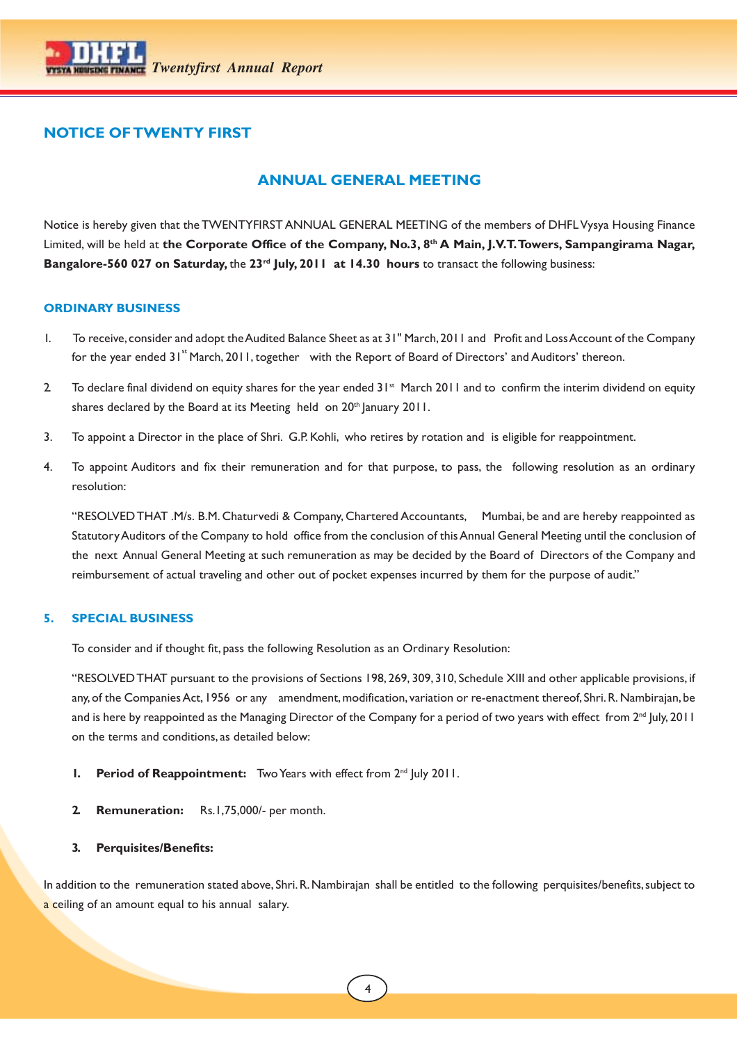## NOTICE OF TWENTY FIRST

## ANNUAL GENERAL MEETING

Notice is hereby given that the TWENTYFIRST ANNUAL GENERAL MEETING of the members of DHFL Vysya Housing Finance Limited, will be held at **the Corporate Office of the Company, No.3, 8th A Main, J.V.T. Towers, Sampangirama Nagar, Bangalore-560 027 on Saturday,** the **23rd July, 2011 at 14.30 hours** to transact the following business:

### ORDINARY BUSINESS

1. To receive, consider and adopt the Audited Balance Sheet as at 31" March, 2011 and Profit and Loss Account of the Company for the year ended 31st March, 2011, together with the Report of Board of Directors' and Auditors' thereon.

2. To declare final dividend on equity shares for the year ended 31st March 2011 and to confirm the interim dividend on equity shares declared by the Board at its Meeting held on 20th January 2011.

3. To appoint a Director in the place of Shri. G.P. Kohli, who retires by rotation and is eligible for reappointment.

4. To appoint Auditors and fix their remuneration and for that purpose, to pass, the following resolution as an ordinary resolution:

   "RESOLVED THAT .M/s. B.M. Chaturvedi & Company, Chartered Accountants, Mumbai, be and are hereby reappointed as Statutory Auditors of the Company to hold office from the conclusion of this Annual General Meeting until the conclusion of the next Annual General Meeting at such remuneration as may be decided by the Board of Directors of the Company and reimbursement of actual traveling and other out of pocket expenses incurred by them for the purpose of audit."

### 5. SPECIAL BUSINESS

To consider and if thought fit, pass the following Resolution as an Ordinary Resolution:

"RESOLVED THAT pursuant to the provisions of Sections 198, 269, 309, 310, Schedule XIII and other applicable provisions, if any, of the Companies Act, 1956 or any amendment, modification, variation or re-enactment thereof, Shri. R. Nambirajan, be and is here by reappointed as the Managing Director of the Company for a period of two years with effect from 2nd July, 2011 on the terms and conditions, as detailed below:

1. **Period of Reappointment:** Two Years with effect from 2nd July 2011.

2. **Remuneration:** Rs.1,75,000/- per month.

3. **Perquisites/Benefits:**

In addition to the remuneration stated above, Shri. R. Nambirajan shall be entitled to the following perquisites/benefits, subject to a ceiling of an amount equal to his annual salary.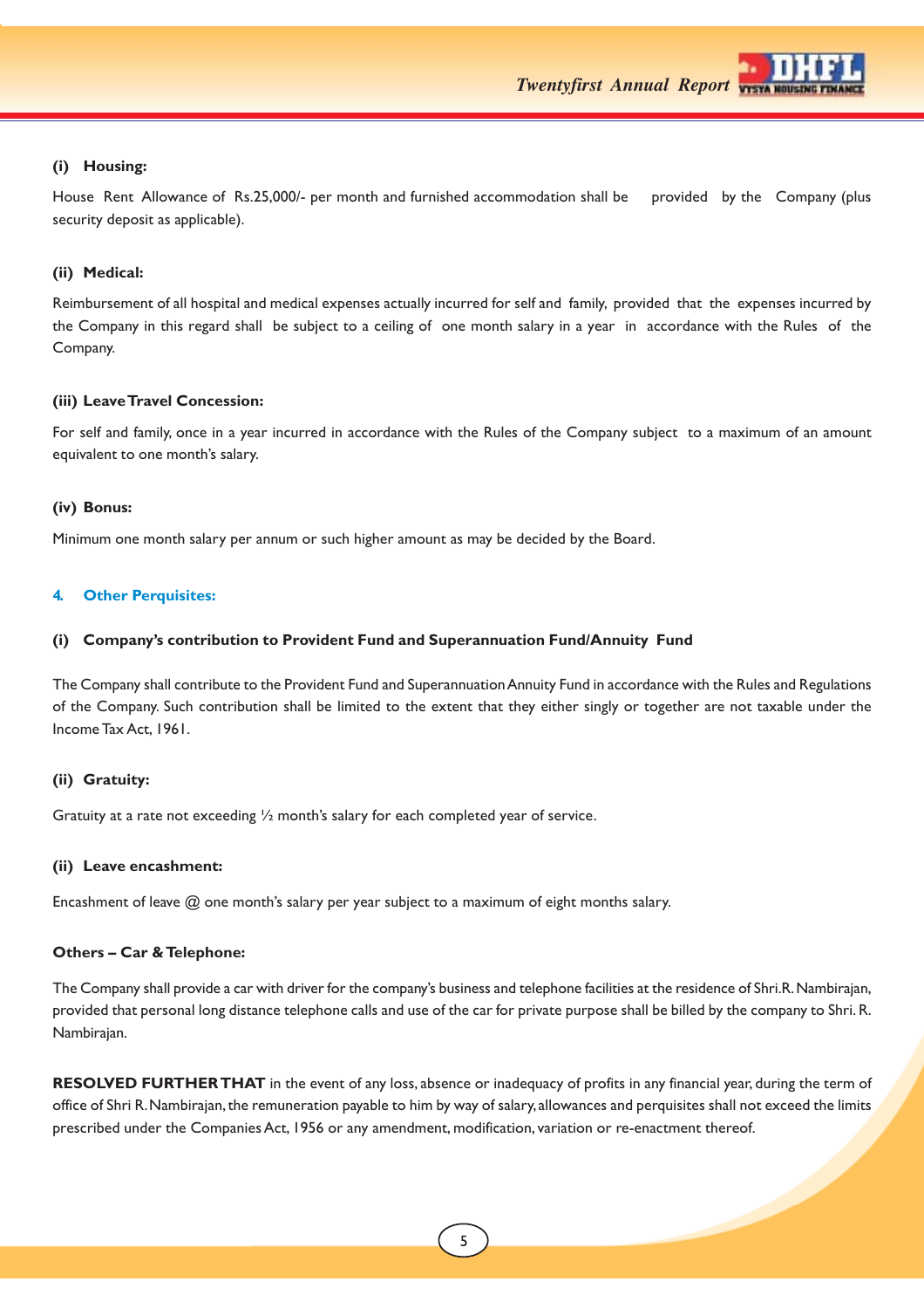**(i) Housing:**

House Rent Allowance of Rs.25,000/- per month and furnished accommodation shall be provided by the Company (plus security deposit as applicable).

**(ii) Medical:**

Reimbursement of all hospital and medical expenses actually incurred for self and family, provided that the expenses incurred by the Company in this regard shall be subject to a ceiling of one month salary in a year in accordance with the Rules of the Company.

**(iii) Leave Travel Concession:**

For self and family, once in a year incurred in accordance with the Rules of the Company subject to a maximum of an amount equivalent to one month's salary.

**(iv) Bonus:**

Minimum one month salary per annum or such higher amount as may be decided by the Board.

**4. Other Perquisites:**

**(i) Company's contribution to Provident Fund and Superannuation Fund/Annuity Fund**

The Company shall contribute to the Provident Fund and Superannuation Annuity Fund in accordance with the Rules and Regulations of the Company. Such contribution shall be limited to the extent that they either singly or together are not taxable under the Income Tax Act, 1961.

**(ii) Gratuity:**

Gratuity at a rate not exceeding ½ month's salary for each completed year of service.

**(ii) Leave encashment:**

Encashment of leave @ one month's salary per year subject to a maximum of eight months salary.

**Others – Car & Telephone:**

The Company shall provide a car with driver for the company's business and telephone facilities at the residence of Shri.R. Nambirajan, provided that personal long distance telephone calls and use of the car for private purpose shall be billed by the company to Shri. R. Nambirajan.

**RESOLVED FURTHER THAT** in the event of any loss, absence or inadequacy of profits in any financial year, during the term of office of Shri R. Nambirajan, the remuneration payable to him by way of salary, allowances and perquisites shall not exceed the limits prescribed under the Companies Act, 1956 or any amendment, modification, variation or re-enactment thereof.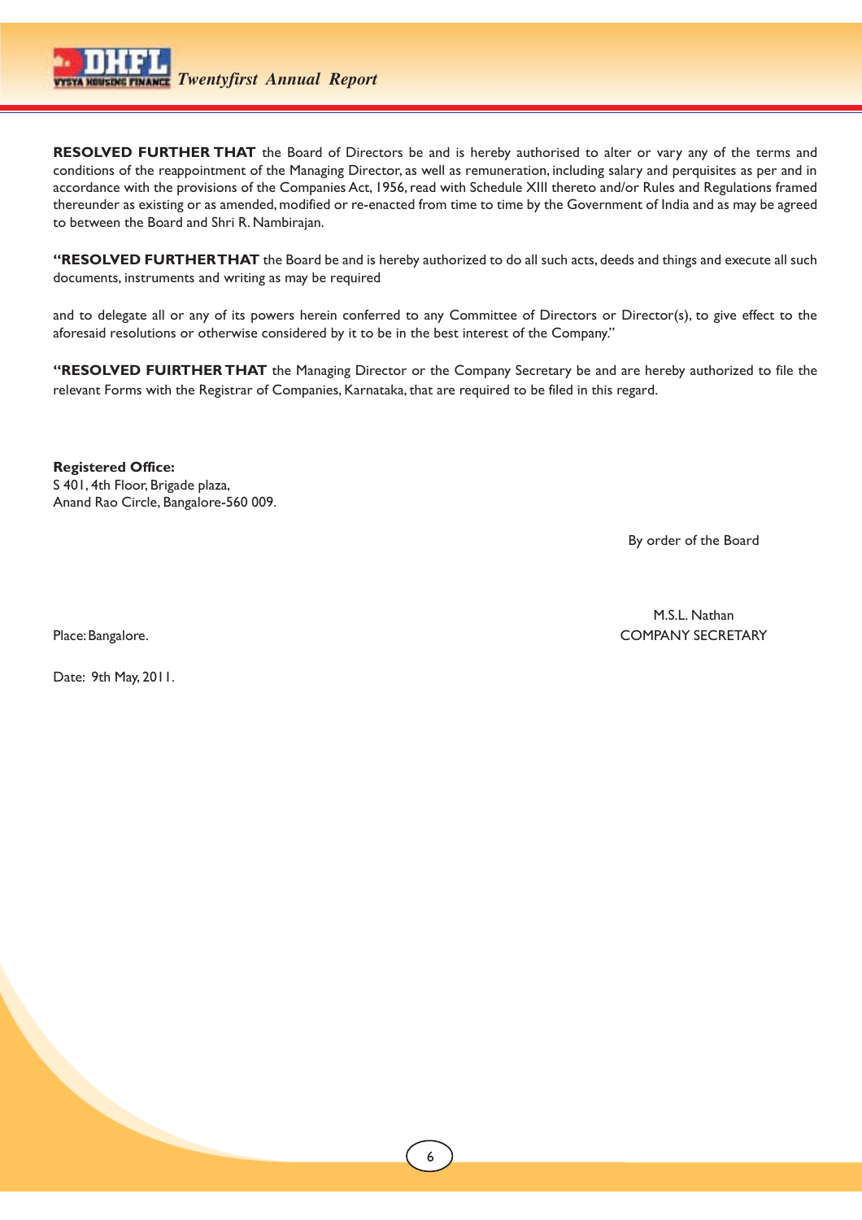**RESOLVED FURTHER THAT** the Board of Directors be and is hereby authorised to alter or vary any of the terms and conditions of the reappointment of the Managing Director, as well as remuneration, including salary and perquisites as per and in accordance with the provisions of the Companies Act, 1956, read with Schedule XIII thereto and/or Rules and Regulations framed thereunder as existing or as amended, modified or re-enacted from time to time by the Government of India and as may be agreed to between the Board and Shri R. Nambirajan.

**"RESOLVED FURTHER THAT** the Board be and is hereby authorized to do all such acts, deeds and things and execute all such documents, instruments and writing as may be required

and to delegate all or any of its powers herein conferred to any Committee of Directors or Director(s), to give effect to the aforesaid resolutions or otherwise considered by it to be in the best interest of the Company."

**"RESOLVED FUIRTHER THAT** the Managing Director or the Company Secretary be and are hereby authorized to file the relevant Forms with the Registrar of Companies, Karnataka, that are required to be filed in this regard.

**Registered Office:**
S 401, 4th Floor, Brigade plaza,
Anand Rao Circle, Bangalore-560 009.

By order of the Board

M.S.L. Nathan
COMPANY SECRETARY

Place: Bangalore.

Date: 9th May, 2011.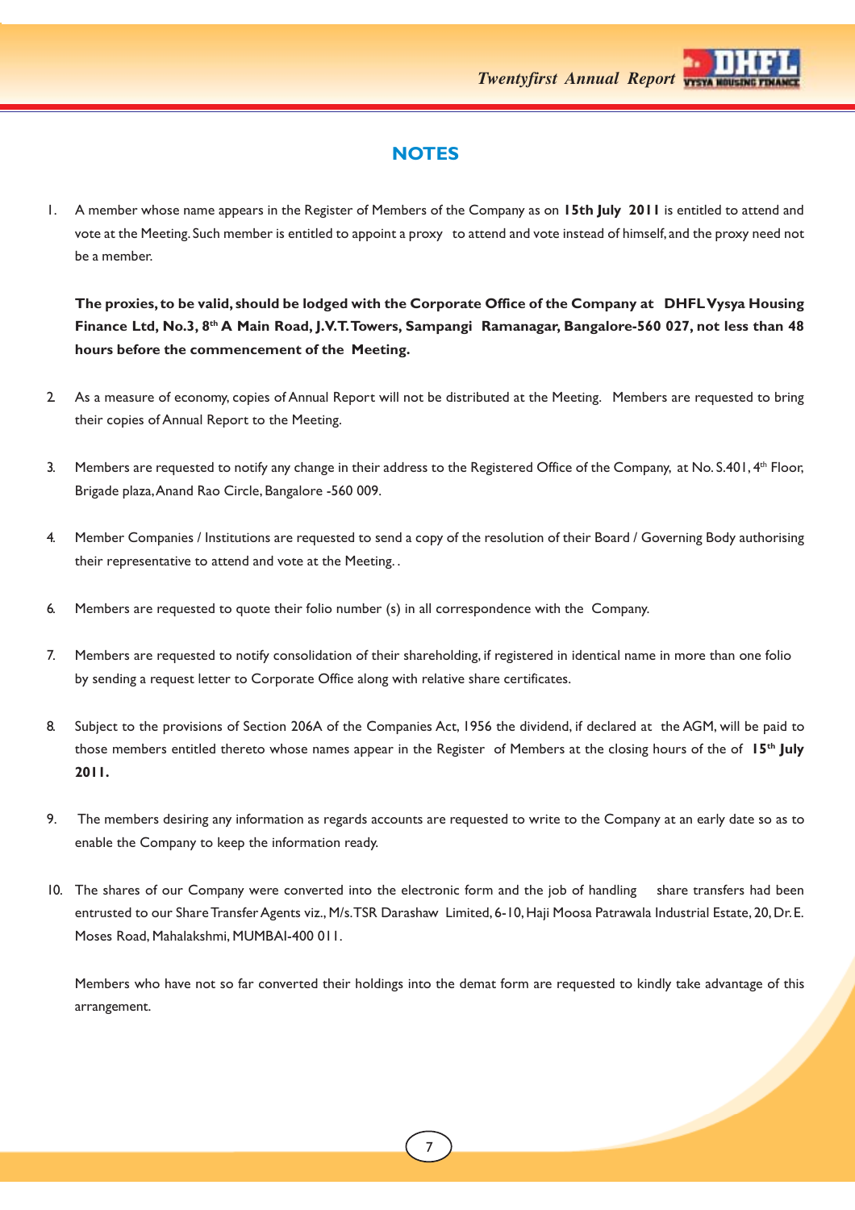# NOTES

1. A member whose name appears in the Register of Members of the Company as on **15th July 2011** is entitled to attend and vote at the Meeting. Such member is entitled to appoint a proxy to attend and vote instead of himself, and the proxy need not be a member.

   **The proxies, to be valid, should be lodged with the Corporate Office of the Company at DHFL Vysya Housing Finance Ltd, No.3, 8th A Main Road, J.V.T. Towers, Sampangi Ramanagar, Bangalore-560 027, not less than 48 hours before the commencement of the Meeting.**

2. As a measure of economy, copies of Annual Report will not be distributed at the Meeting. Members are requested to bring their copies of Annual Report to the Meeting.

3. Members are requested to notify any change in their address to the Registered Office of the Company, at No. S.401, 4th Floor, Brigade plaza, Anand Rao Circle, Bangalore -560 009.

4. Member Companies / Institutions are requested to send a copy of the resolution of their Board / Governing Body authorising their representative to attend and vote at the Meeting. .

6. Members are requested to quote their folio number (s) in all correspondence with the Company.

7. Members are requested to notify consolidation of their shareholding, if registered in identical name in more than one folio by sending a request letter to Corporate Office along with relative share certificates.

8. Subject to the provisions of Section 206A of the Companies Act, 1956 the dividend, if declared at the AGM, will be paid to those members entitled thereto whose names appear in the Register of Members at the closing hours of the of **15th July 2011.**

9. The members desiring any information as regards accounts are requested to write to the Company at an early date so as to enable the Company to keep the information ready.

10. The shares of our Company were converted into the electronic form and the job of handling share transfers had been entrusted to our Share Transfer Agents viz., M/s. TSR Darashaw Limited, 6-10, Haji Moosa Patrawala Industrial Estate, 20, Dr. E. Moses Road, Mahalakshmi, MUMBAI-400 011.

    Members who have not so far converted their holdings into the demat form are requested to kindly take advantage of this arrangement.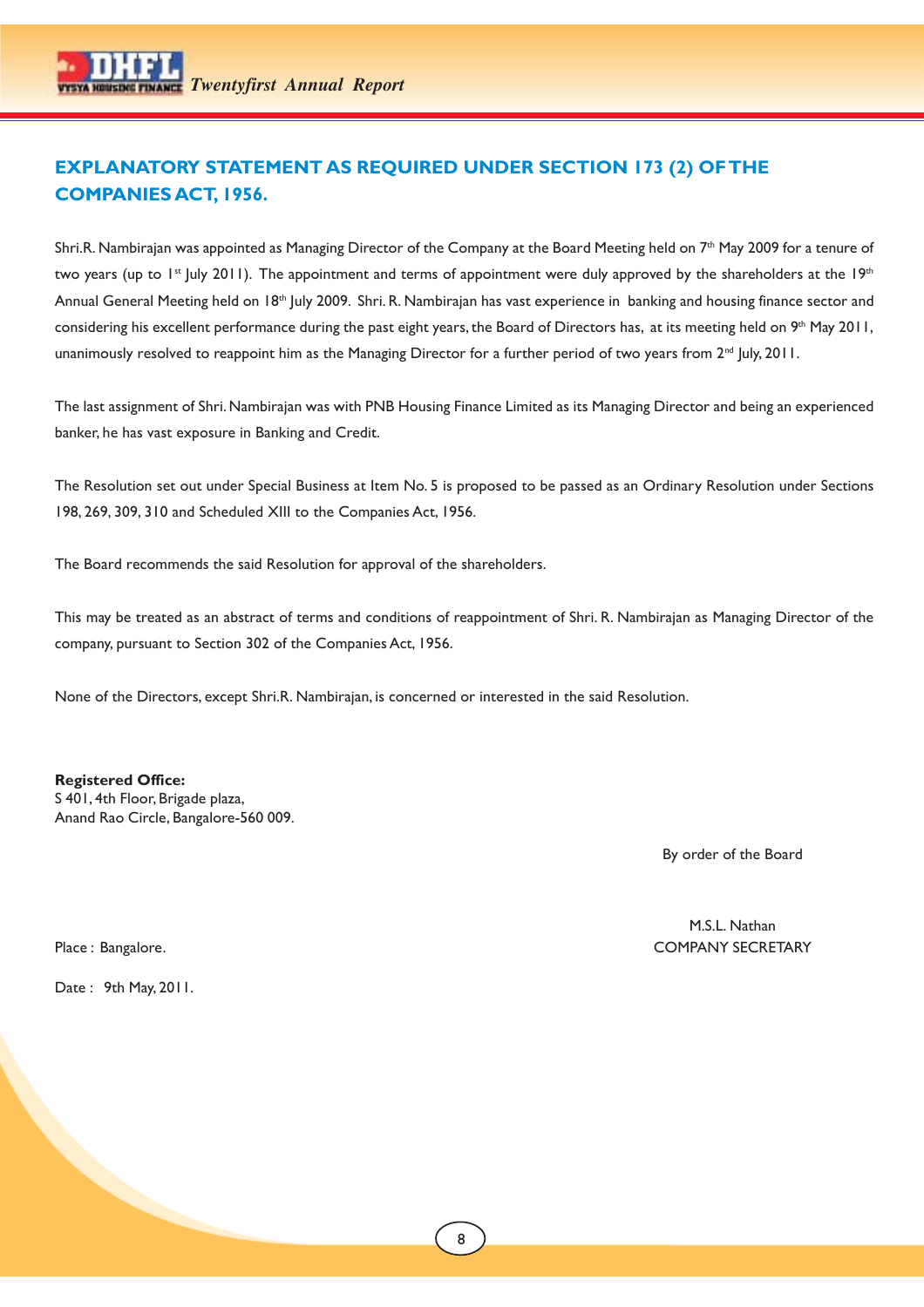## EXPLANATORY STATEMENT AS REQUIRED UNDER SECTION 173 (2) OF THE COMPANIES ACT, 1956.

Shri.R. Nambirajan was appointed as Managing Director of the Company at the Board Meeting held on 7th May 2009 for a tenure of two years (up to 1st July 2011). The appointment and terms of appointment were duly approved by the shareholders at the 19th Annual General Meeting held on 18th July 2009. Shri. R. Nambirajan has vast experience in banking and housing finance sector and considering his excellent performance during the past eight years, the Board of Directors has, at its meeting held on 9th May 2011, unanimously resolved to reappoint him as the Managing Director for a further period of two years from 2nd July, 2011.

The last assignment of Shri. Nambirajan was with PNB Housing Finance Limited as its Managing Director and being an experienced banker, he has vast exposure in Banking and Credit.

The Resolution set out under Special Business at Item No. 5 is proposed to be passed as an Ordinary Resolution under Sections 198, 269, 309, 310 and Scheduled XIII to the Companies Act, 1956.

The Board recommends the said Resolution for approval of the shareholders.

This may be treated as an abstract of terms and conditions of reappointment of Shri. R. Nambirajan as Managing Director of the company, pursuant to Section 302 of the Companies Act, 1956.

None of the Directors, except Shri.R. Nambirajan, is concerned or interested in the said Resolution.

**Registered Office:**
S 401, 4th Floor, Brigade plaza,
Anand Rao Circle, Bangalore-560 009.

By order of the Board

M.S.L. Nathan
COMPANY SECRETARY

Place : Bangalore.

Date : 9th May, 2011.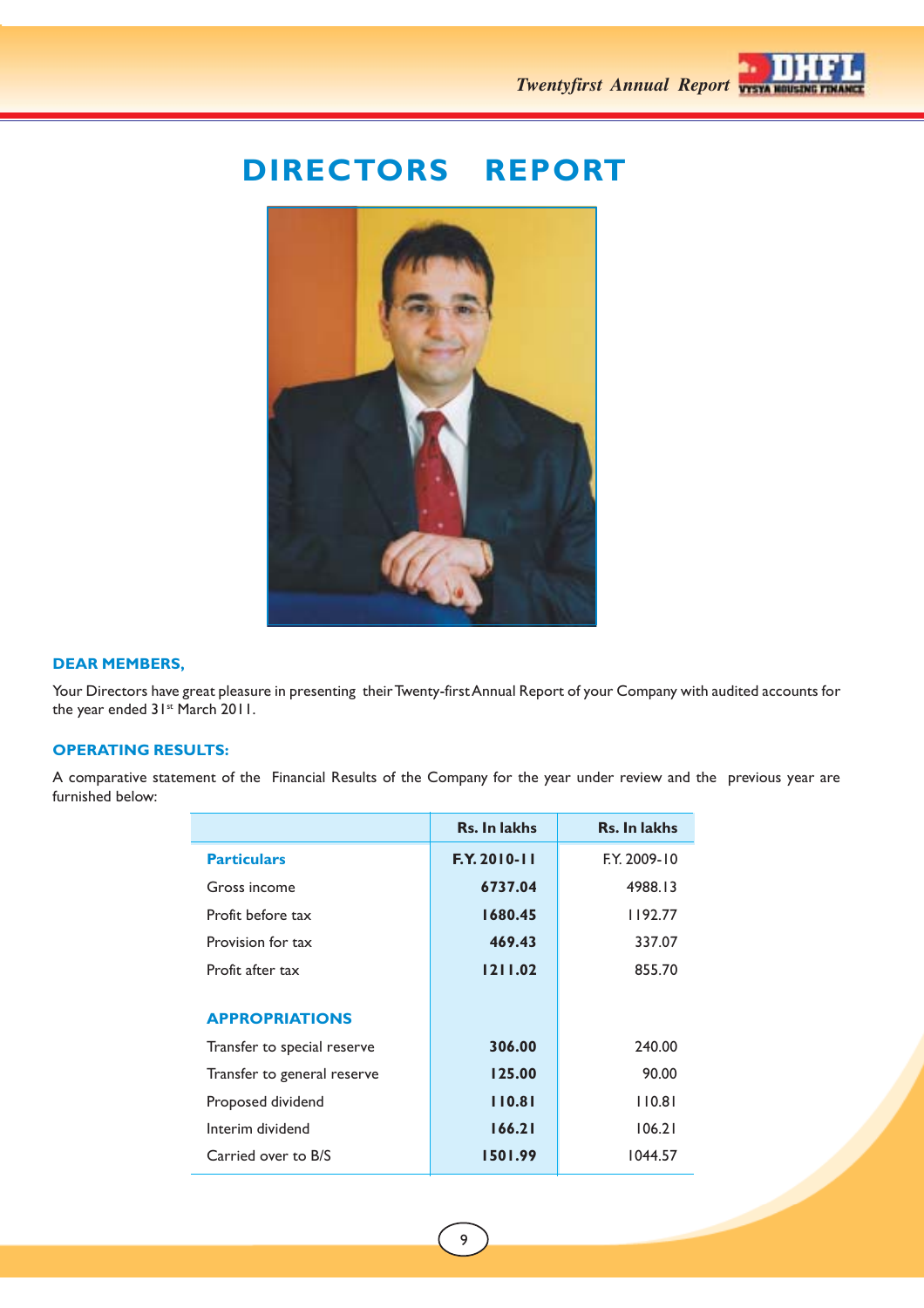# DIRECTORS REPORT

**DEAR MEMBERS,**

Your Directors have great pleasure in presenting their Twenty-first Annual Report of your Company with audited accounts for the year ended 31st March 2011.

**OPERATING RESULTS:**

A comparative statement of the Financial Results of the Company for the year under review and the previous year are furnished below:

| | Rs. In lakhs | Rs. In lakhs |
|---|---|---|
| **Particulars** | **F.Y. 2010-11** | F.Y. 2009-10 |
| Gross income | **6737.04** | 4988.13 |
| Profit before tax | **1680.45** | 1192.77 |
| Provision for tax | **469.43** | 337.07 |
| Profit after tax | **1211.02** | 855.70 |
| **APPROPRIATIONS** | | |
| Transfer to special reserve | **306.00** | 240.00 |
| Transfer to general reserve | **125.00** | 90.00 |
| Proposed dividend | **110.81** | 110.81 |
| Interim dividend | **166.21** | 106.21 |
| Carried over to B/S | **1501.99** | 1044.57 |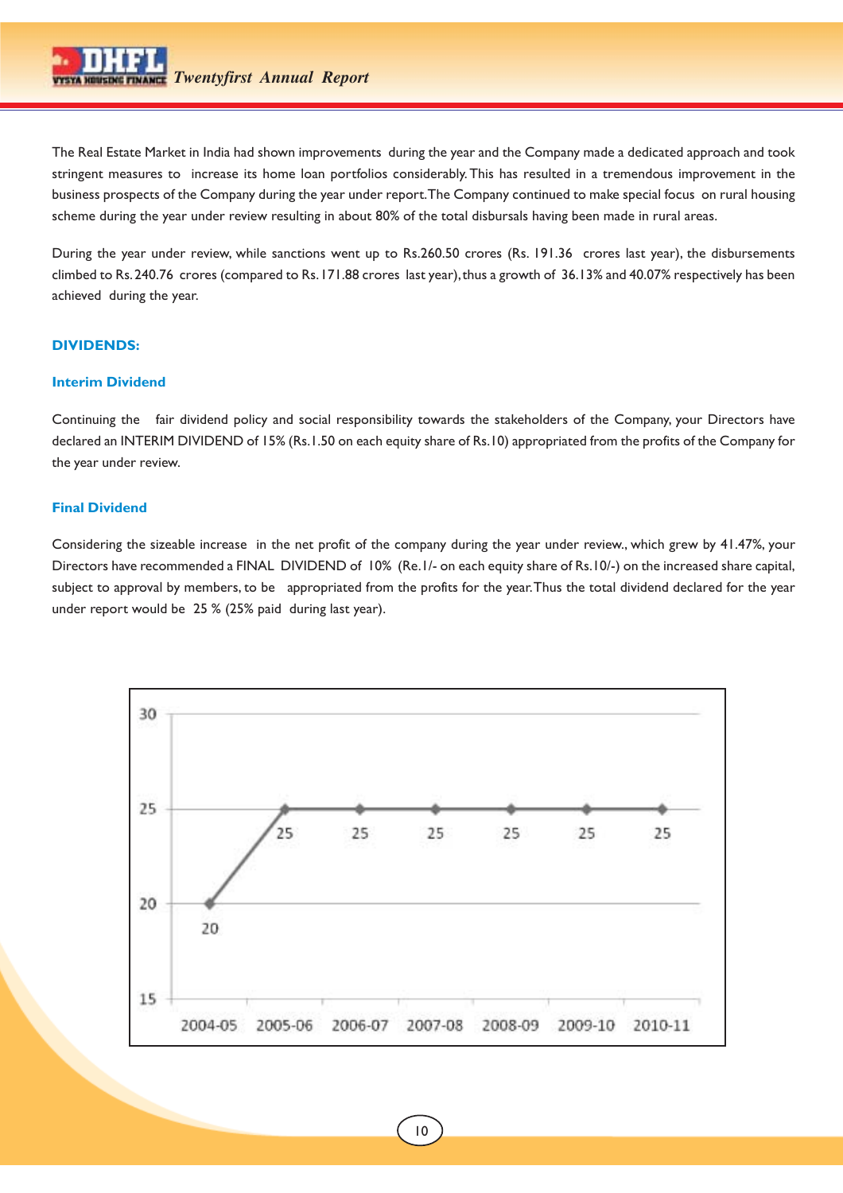The Real Estate Market in India had shown improvements during the year and the Company made a dedicated approach and took stringent measures to increase its home loan portfolios considerably. This has resulted in a tremendous improvement in the business prospects of the Company during the year under report. The Company continued to make special focus on rural housing scheme during the year under review resulting in about 80% of the total disbursals having been made in rural areas.

During the year under review, while sanctions went up to Rs.260.50 crores (Rs. 191.36 crores last year), the disbursements climbed to Rs. 240.76 crores (compared to Rs. 171.88 crores last year), thus a growth of 36.13% and 40.07% respectively has been achieved during the year.

## DIVIDENDS:

### Interim Dividend

Continuing the fair dividend policy and social responsibility towards the stakeholders of the Company, your Directors have declared an INTERIM DIVIDEND of 15% (Rs.1.50 on each equity share of Rs.10) appropriated from the profits of the Company for the year under review.

### Final Dividend

Considering the sizeable increase in the net profit of the company during the year under review., which grew by 41.47%, your Directors have recommended a FINAL DIVIDEND of 10% (Re.1/- on each equity share of Rs.10/-) on the increased share capital, subject to approval by members, to be appropriated from the profits for the year. Thus the total dividend declared for the year under report would be 25 % (25% paid during last year).

| 2004-05 | 2005-06 | 2006-07 | 2007-08 | 2008-09 | 2009-10 | 2010-11 |
|---|---|---|---|---|---|---|
| 20 | 25 | 25 | 25 | 25 | 25 | 25 |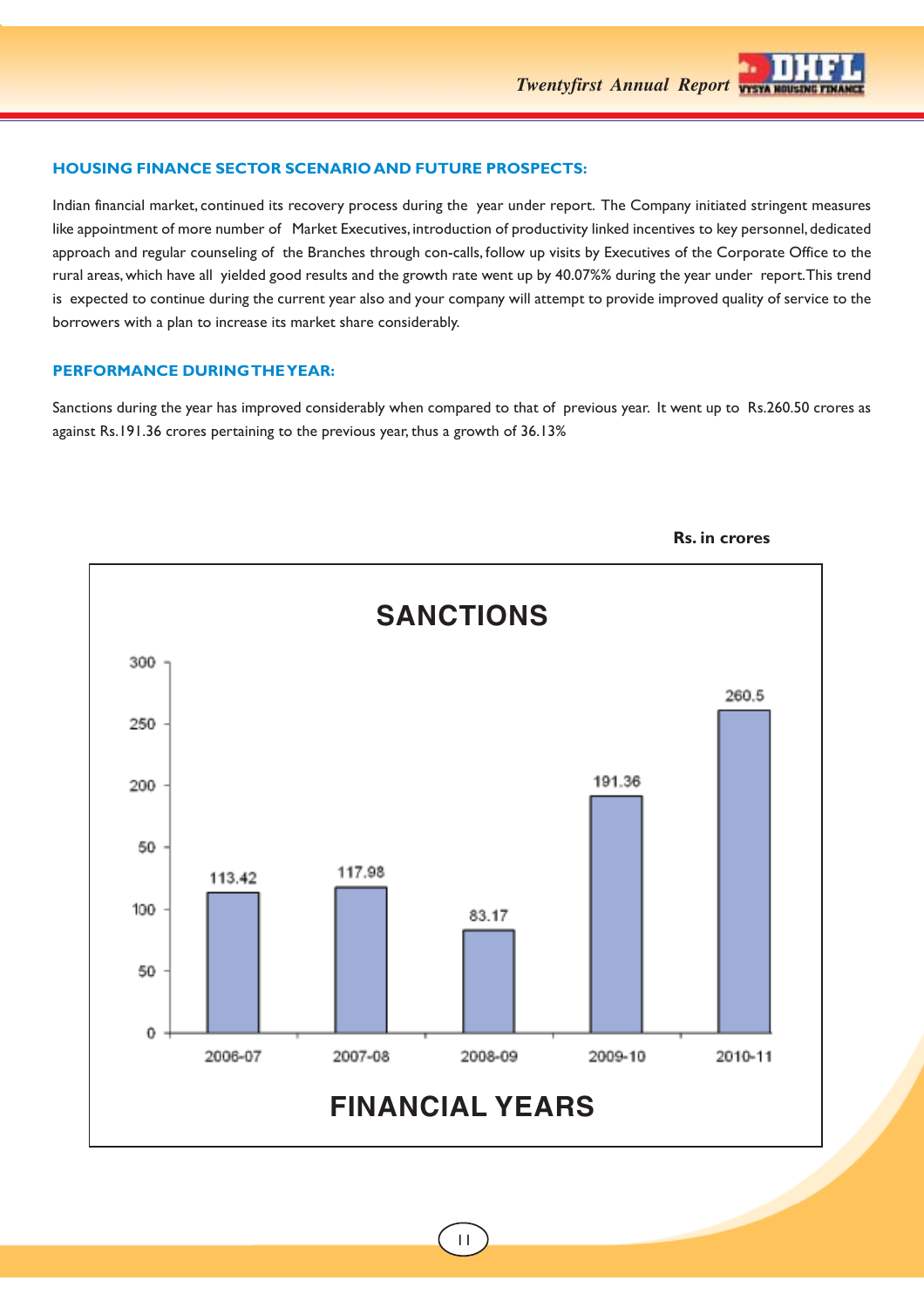## HOUSING FINANCE SECTOR SCENARIO AND FUTURE PROSPECTS:

Indian financial market, continued its recovery process during the year under report. The Company initiated stringent measures like appointment of more number of Market Executives, introduction of productivity linked incentives to key personnel, dedicated approach and regular counseling of the Branches through con-calls, follow up visits by Executives of the Corporate Office to the rural areas, which have all yielded good results and the growth rate went up by 40.07%% during the year under report. This trend is expected to continue during the current year also and your company will attempt to provide improved quality of service to the borrowers with a plan to increase its market share considerably.

## PERFORMANCE DURING THE YEAR:

Sanctions during the year has improved considerably when compared to that of previous year. It went up to Rs.260.50 crores as against Rs.191.36 crores pertaining to the previous year, thus a growth of 36.13%

**Rs. in crores**

**SANCTIONS**

| FINANCIAL YEARS | Sanctions |
|---|---|
| 2006-07 | 113.42 |
| 2007-08 | 117.98 |
| 2008-09 | 83.17 |
| 2009-10 | 191.36 |
| 2010-11 | 260.5 |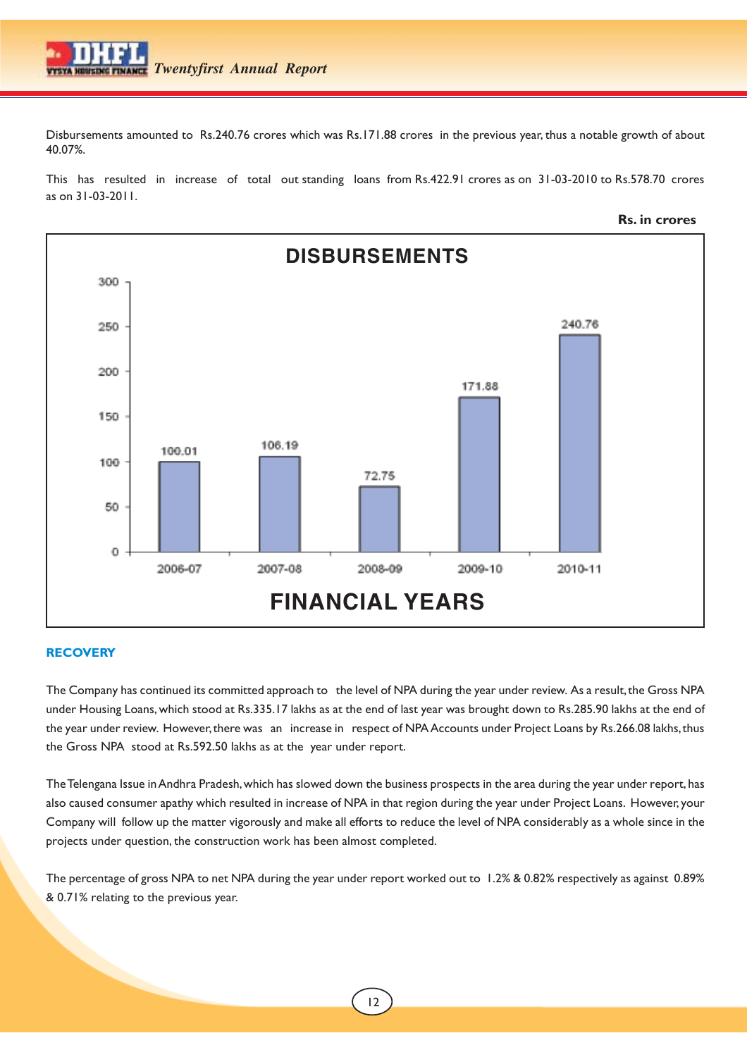Disbursements amounted to Rs.240.76 crores which was Rs.171.88 crores in the previous year, thus a notable growth of about 40.07%.

This has resulted in increase of total out standing loans from Rs.422.91 crores as on 31-03-2010 to Rs.578.70 crores as on 31-03-2011.

**Rs. in crores**

**DISBURSEMENTS**

| FINANCIAL YEARS | Disbursements |
|---|---|
| 2006-07 | 100.01 |
| 2007-08 | 106.19 |
| 2008-09 | 72.75 |
| 2009-10 | 171.88 |
| 2010-11 | 240.76 |

## RECOVERY

The Company has continued its committed approach to the level of NPA during the year under review. As a result, the Gross NPA under Housing Loans, which stood at Rs.335.17 lakhs as at the end of last year was brought down to Rs.285.90 lakhs at the end of the year under review. However, there was an increase in respect of NPA Accounts under Project Loans by Rs.266.08 lakhs, thus the Gross NPA stood at Rs.592.50 lakhs as at the year under report.

The Telengana Issue in Andhra Pradesh, which has slowed down the business prospects in the area during the year under report, has also caused consumer apathy which resulted in increase of NPA in that region during the year under Project Loans. However, your Company will follow up the matter vigorously and make all efforts to reduce the level of NPA considerably as a whole since in the projects under question, the construction work has been almost completed.

The percentage of gross NPA to net NPA during the year under report worked out to 1.2% & 0.82% respectively as against 0.89% & 0.71% relating to the previous year.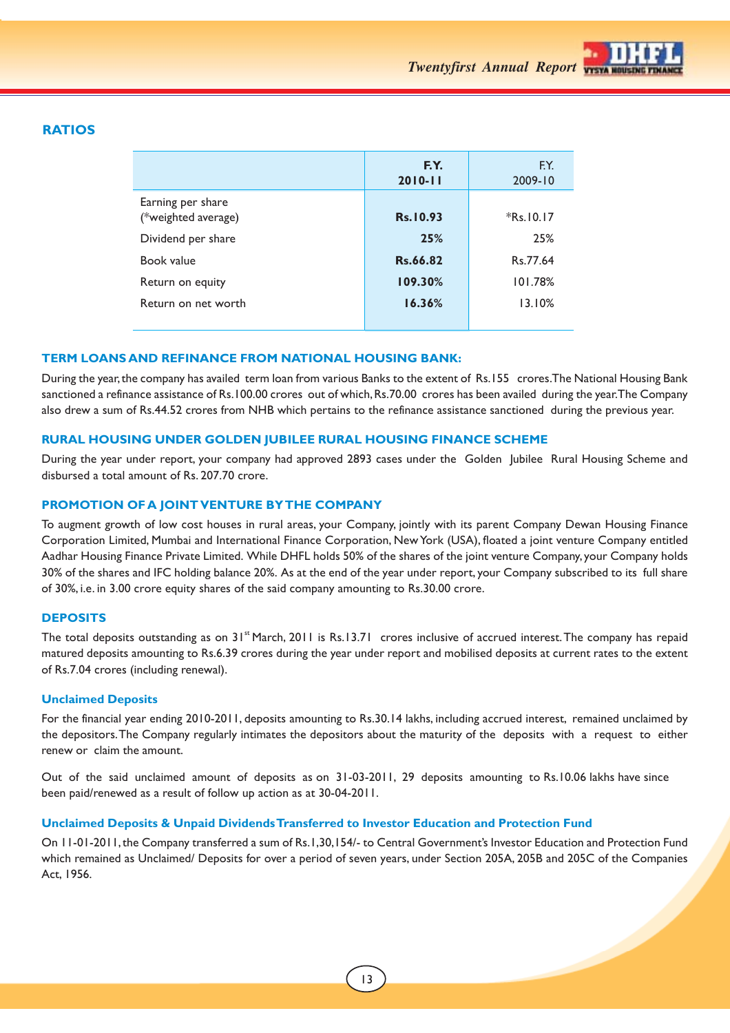## RATIOS

| | **F.Y. 2010-11** | F.Y. 2009-10 |
|---|---|---|
| Earning per share (*weighted average) | **Rs.10.93** | *Rs.10.17 |
| Dividend per share | **25%** | 25% |
| Book value | **Rs.66.82** | Rs.77.64 |
| Return on equity | **109.30%** | 101.78% |
| Return on net worth | **16.36%** | 13.10% |

### TERM LOANS AND REFINANCE FROM NATIONAL HOUSING BANK:

During the year, the company has availed term loan from various Banks to the extent of Rs.155 crores. The National Housing Bank sanctioned a refinance assistance of Rs.100.00 crores out of which, Rs.70.00 crores has been availed during the year. The Company also drew a sum of Rs.44.52 crores from NHB which pertains to the refinance assistance sanctioned during the previous year.

### RURAL HOUSING UNDER GOLDEN JUBILEE RURAL HOUSING FINANCE SCHEME

During the year under report, your company had approved 2893 cases under the Golden Jubilee Rural Housing Scheme and disbursed a total amount of Rs. 207.70 crore.

### PROMOTION OF A JOINT VENTURE BY THE COMPANY

To augment growth of low cost houses in rural areas, your Company, jointly with its parent Company Dewan Housing Finance Corporation Limited, Mumbai and International Finance Corporation, New York (USA), floated a joint venture Company entitled Aadhar Housing Finance Private Limited. While DHFL holds 50% of the shares of the joint venture Company, your Company holds 30% of the shares and IFC holding balance 20%. As at the end of the year under report, your Company subscribed to its full share of 30%, i.e. in 3.00 crore equity shares of the said company amounting to Rs.30.00 crore.

### DEPOSITS

The total deposits outstanding as on 31st March, 2011 is Rs.13.71 crores inclusive of accrued interest. The company has repaid matured deposits amounting to Rs.6.39 crores during the year under report and mobilised deposits at current rates to the extent of Rs.7.04 crores (including renewal).

#### Unclaimed Deposits

For the financial year ending 2010-2011, deposits amounting to Rs.30.14 lakhs, including accrued interest, remained unclaimed by the depositors. The Company regularly intimates the depositors about the maturity of the deposits with a request to either renew or claim the amount.

Out of the said unclaimed amount of deposits as on 31-03-2011, 29 deposits amounting to Rs.10.06 lakhs have since been paid/renewed as a result of follow up action as at 30-04-2011.

#### Unclaimed Deposits & Unpaid Dividends Transferred to Investor Education and Protection Fund

On 11-01-2011, the Company transferred a sum of Rs.1,30,154/- to Central Government's Investor Education and Protection Fund which remained as Unclaimed/ Deposits for over a period of seven years, under Section 205A, 205B and 205C of the Companies Act, 1956.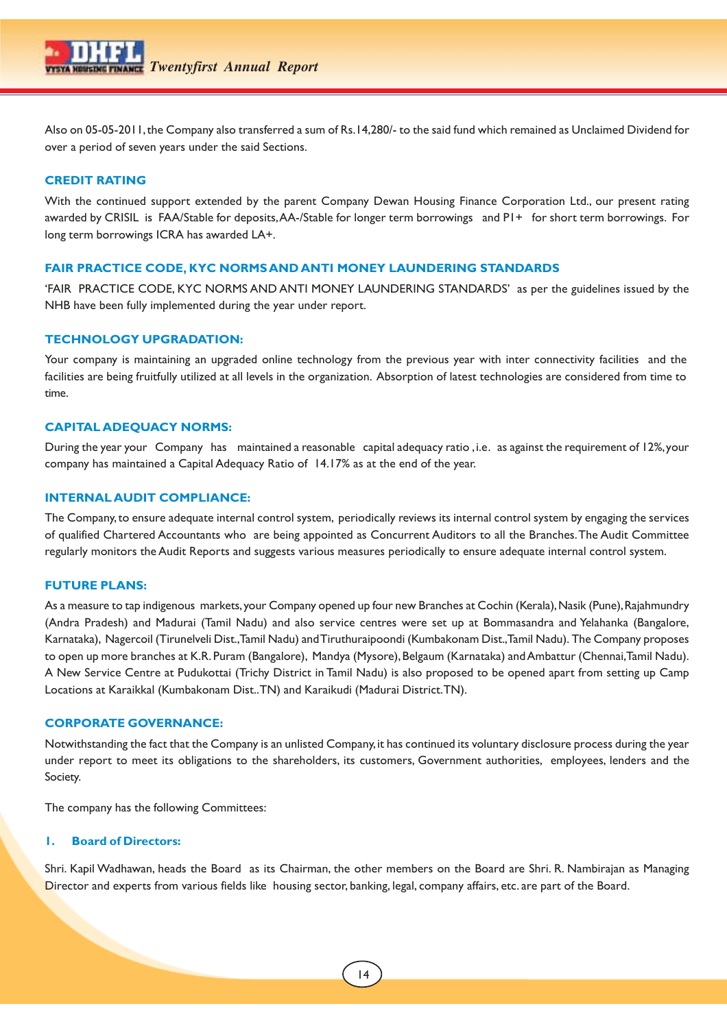Also on 05-05-2011, the Company also transferred a sum of Rs.14,280/- to the said fund which remained as Unclaimed Dividend for over a period of seven years under the said Sections.

## CREDIT RATING

With the continued support extended by the parent Company Dewan Housing Finance Corporation Ltd., our present rating awarded by CRISIL is FAA/Stable for deposits, AA-/Stable for longer term borrowings and P1+ for short term borrowings. For long term borrowings ICRA has awarded LA+.

## FAIR PRACTICE CODE, KYC NORMS AND ANTI MONEY LAUNDERING STANDARDS

'FAIR PRACTICE CODE, KYC NORMS AND ANTI MONEY LAUNDERING STANDARDS' as per the guidelines issued by the NHB have been fully implemented during the year under report.

## TECHNOLOGY UPGRADATION:

Your company is maintaining an upgraded online technology from the previous year with inter connectivity facilities and the facilities are being fruitfully utilized at all levels in the organization. Absorption of latest technologies are considered from time to time.

## CAPITAL ADEQUACY NORMS:

During the year your Company has maintained a reasonable capital adequacy ratio , i.e. as against the requirement of 12%, your company has maintained a Capital Adequacy Ratio of 14.17% as at the end of the year.

## INTERNAL AUDIT COMPLIANCE:

The Company, to ensure adequate internal control system, periodically reviews its internal control system by engaging the services of qualified Chartered Accountants who are being appointed as Concurrent Auditors to all the Branches. The Audit Committee regularly monitors the Audit Reports and suggests various measures periodically to ensure adequate internal control system.

## FUTURE PLANS:

As a measure to tap indigenous markets, your Company opened up four new Branches at Cochin (Kerala), Nasik (Pune), Rajahmundry (Andra Pradesh) and Madurai (Tamil Nadu) and also service centres were set up at Bommasandra and Yelahanka (Bangalore, Karnataka), Nagercoil (Tirunelveli Dist., Tamil Nadu) and Tiruthuraipoondi (Kumbakonam Dist., Tamil Nadu). The Company proposes to open up more branches at K.R. Puram (Bangalore), Mandya (Mysore), Belgaum (Karnataka) and Ambattur (Chennai, Tamil Nadu). A New Service Centre at Pudukottai (Trichy District in Tamil Nadu) is also proposed to be opened apart from setting up Camp Locations at Karaikkal (Kumbakonam Dist.. TN) and Karaikudi (Madurai District. TN).

## CORPORATE GOVERNANCE:

Notwithstanding the fact that the Company is an unlisted Company, it has continued its voluntary disclosure process during the year under report to meet its obligations to the shareholders, its customers, Government authorities, employees, lenders and the Society.

The company has the following Committees:

### 1. Board of Directors:

Shri. Kapil Wadhawan, heads the Board as its Chairman, the other members on the Board are Shri. R. Nambirajan as Managing Director and experts from various fields like housing sector, banking, legal, company affairs, etc. are part of the Board.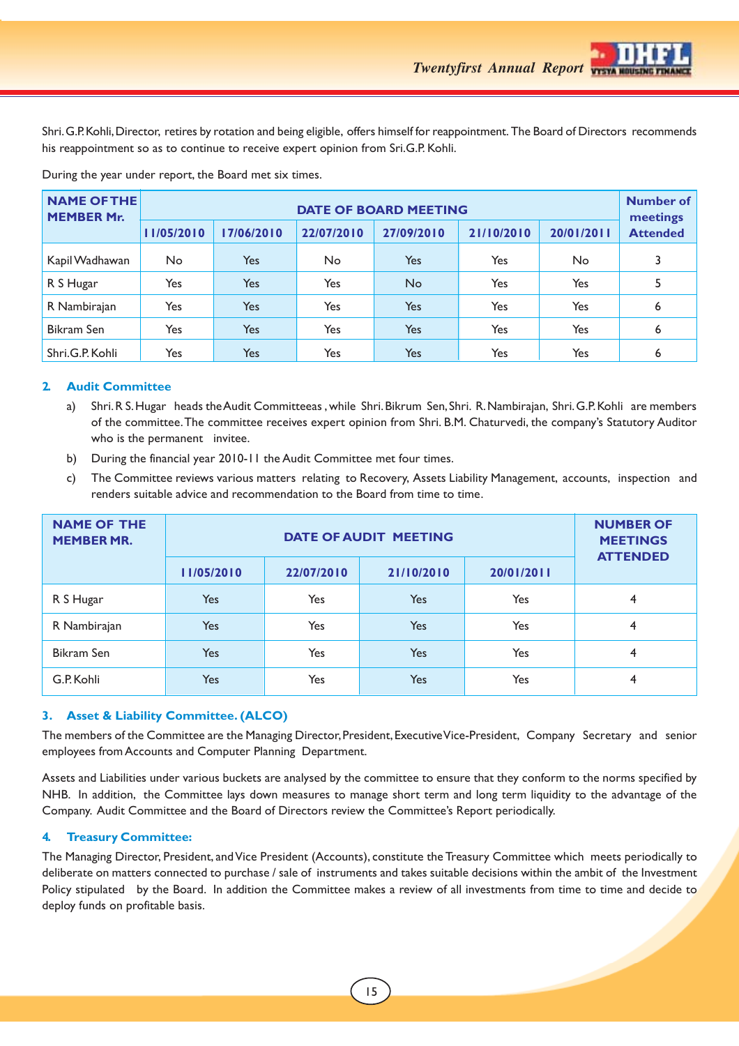Shri. G.P. Kohli, Director, retires by rotation and being eligible, offers himself for reappointment. The Board of Directors recommends his reappointment so as to continue to receive expert opinion from Sri.G.P. Kohli.

During the year under report, the Board met six times.

| NAME OF THE MEMBER Mr. | DATE OF BOARD MEETING | | | | | | Number of meetings Attended |
|---|---|---|---|---|---|---|---|
| | 11/05/2010 | 17/06/2010 | 22/07/2010 | 27/09/2010 | 21/10/2010 | 20/01/2011 | |
| Kapil Wadhawan | No | Yes | No | Yes | Yes | No | 3 |
| R S Hugar | Yes | Yes | Yes | No | Yes | Yes | 5 |
| R Nambirajan | Yes | Yes | Yes | Yes | Yes | Yes | 6 |
| Bikram Sen | Yes | Yes | Yes | Yes | Yes | Yes | 6 |
| Shri.G.P. Kohli | Yes | Yes | Yes | Yes | Yes | Yes | 6 |

### 2. Audit Committee

a) Shri. R S. Hugar heads the Audit Committeeas , while Shri. Bikrum Sen, Shri. R. Nambirajan, Shri. G.P. Kohli are members of the committee. The committee receives expert opinion from Shri. B.M. Chaturvedi, the company's Statutory Auditor who is the permanent invitee.

b) During the financial year 2010-11 the Audit Committee met four times.

c) The Committee reviews various matters relating to Recovery, Assets Liability Management, accounts, inspection and renders suitable advice and recommendation to the Board from time to time.

| NAME OF THE MEMBER MR. | DATE OF AUDIT MEETING | | | | NUMBER OF MEETINGS ATTENDED |
|---|---|---|---|---|---|
| | 11/05/2010 | 22/07/2010 | 21/10/2010 | 20/01/2011 | |
| R S Hugar | Yes | Yes | Yes | Yes | 4 |
| R Nambirajan | Yes | Yes | Yes | Yes | 4 |
| Bikram Sen | Yes | Yes | Yes | Yes | 4 |
| G.P. Kohli | Yes | Yes | Yes | Yes | 4 |

### 3. Asset & Liability Committee. (ALCO)

The members of the Committee are the Managing Director, President, Executive Vice-President, Company Secretary and senior employees from Accounts and Computer Planning Department.

Assets and Liabilities under various buckets are analysed by the committee to ensure that they conform to the norms specified by NHB. In addition, the Committee lays down measures to manage short term and long term liquidity to the advantage of the Company. Audit Committee and the Board of Directors review the Committee's Report periodically.

### 4. Treasury Committee:

The Managing Director, President, and Vice President (Accounts), constitute the Treasury Committee which meets periodically to deliberate on matters connected to purchase / sale of instruments and takes suitable decisions within the ambit of the Investment Policy stipulated by the Board. In addition the Committee makes a review of all investments from time to time and decide to deploy funds on profitable basis.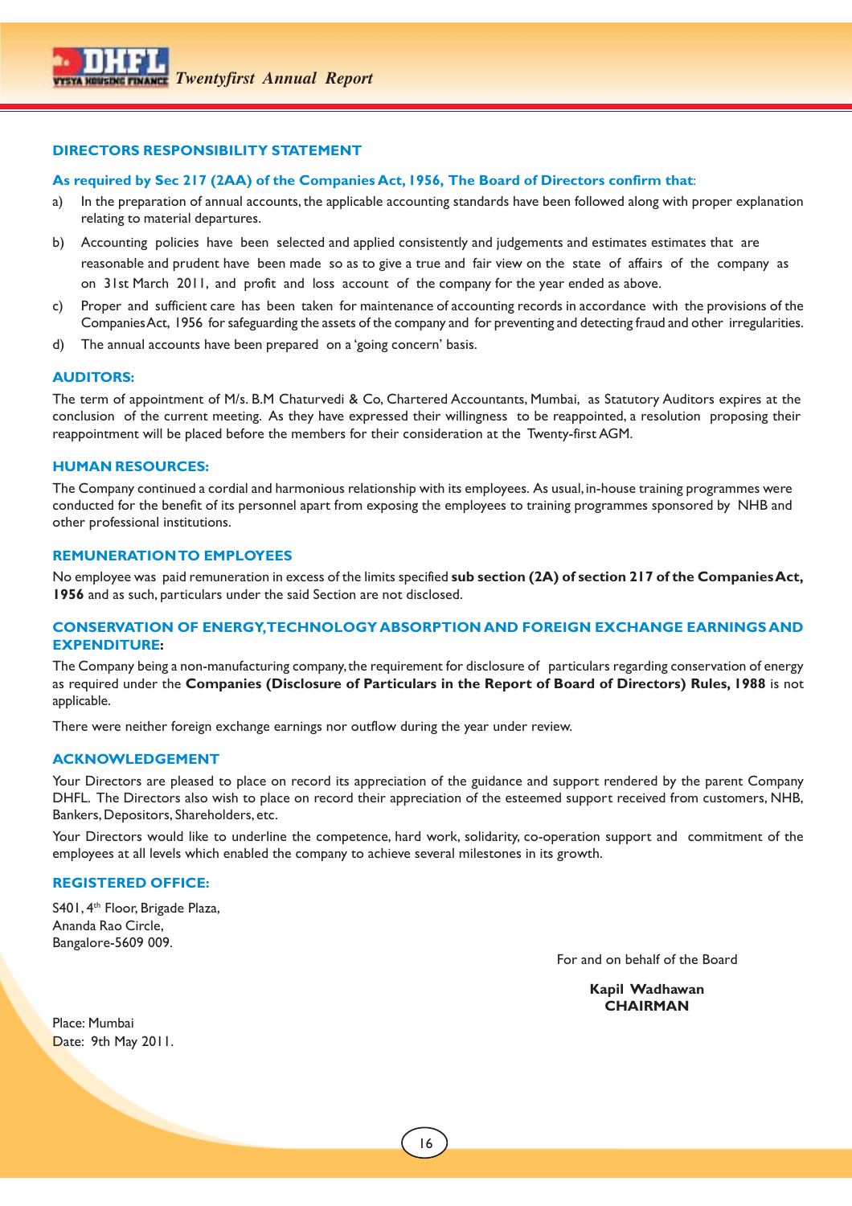## DIRECTORS RESPONSIBILITY STATEMENT

**As required by Sec 217 (2AA) of the Companies Act, 1956, The Board of Directors confirm that**:

a) In the preparation of annual accounts, the applicable accounting standards have been followed along with proper explanation relating to material departures.

b) Accounting policies have been selected and applied consistently and judgements and estimates estimates that are reasonable and prudent have been made so as to give a true and fair view on the state of affairs of the company as on 31st March 2011, and profit and loss account of the company for the year ended as above.

c) Proper and sufficient care has been taken for maintenance of accounting records in accordance with the provisions of the Companies Act, 1956 for safeguarding the assets of the company and for preventing and detecting fraud and other irregularities.

d) The annual accounts have been prepared on a 'going concern' basis.

## AUDITORS:

The term of appointment of M/s. B.M Chaturvedi & Co, Chartered Accountants, Mumbai, as Statutory Auditors expires at the conclusion of the current meeting. As they have expressed their willingness to be reappointed, a resolution proposing their reappointment will be placed before the members for their consideration at the Twenty-first AGM.

## HUMAN RESOURCES:

The Company continued a cordial and harmonious relationship with its employees. As usual, in-house training programmes were conducted for the benefit of its personnel apart from exposing the employees to training programmes sponsored by NHB and other professional institutions.

## REMUNERATION TO EMPLOYEES

No employee was paid remuneration in excess of the limits specified **sub section (2A) of section 217 of the Companies Act, 1956** and as such, particulars under the said Section are not disclosed.

## CONSERVATION OF ENERGY, TECHNOLOGY ABSORPTION AND FOREIGN EXCHANGE EARNINGS AND EXPENDITURE:

The Company being a non-manufacturing company, the requirement for disclosure of particulars regarding conservation of energy as required under the **Companies (Disclosure of Particulars in the Report of Board of Directors) Rules, 1988** is not applicable.

There were neither foreign exchange earnings nor outflow during the year under review.

## ACKNOWLEDGEMENT

Your Directors are pleased to place on record its appreciation of the guidance and support rendered by the parent Company DHFL. The Directors also wish to place on record their appreciation of the esteemed support received from customers, NHB, Bankers, Depositors, Shareholders, etc.

Your Directors would like to underline the competence, hard work, solidarity, co-operation support and commitment of the employees at all levels which enabled the company to achieve several milestones in its growth.

## REGISTERED OFFICE:

S401, 4th Floor, Brigade Plaza,
Ananda Rao Circle,
Bangalore-5609 009.

For and on behalf of the Board

**Kapil Wadhawan**
**CHAIRMAN**

Place: Mumbai
Date: 9th May 2011.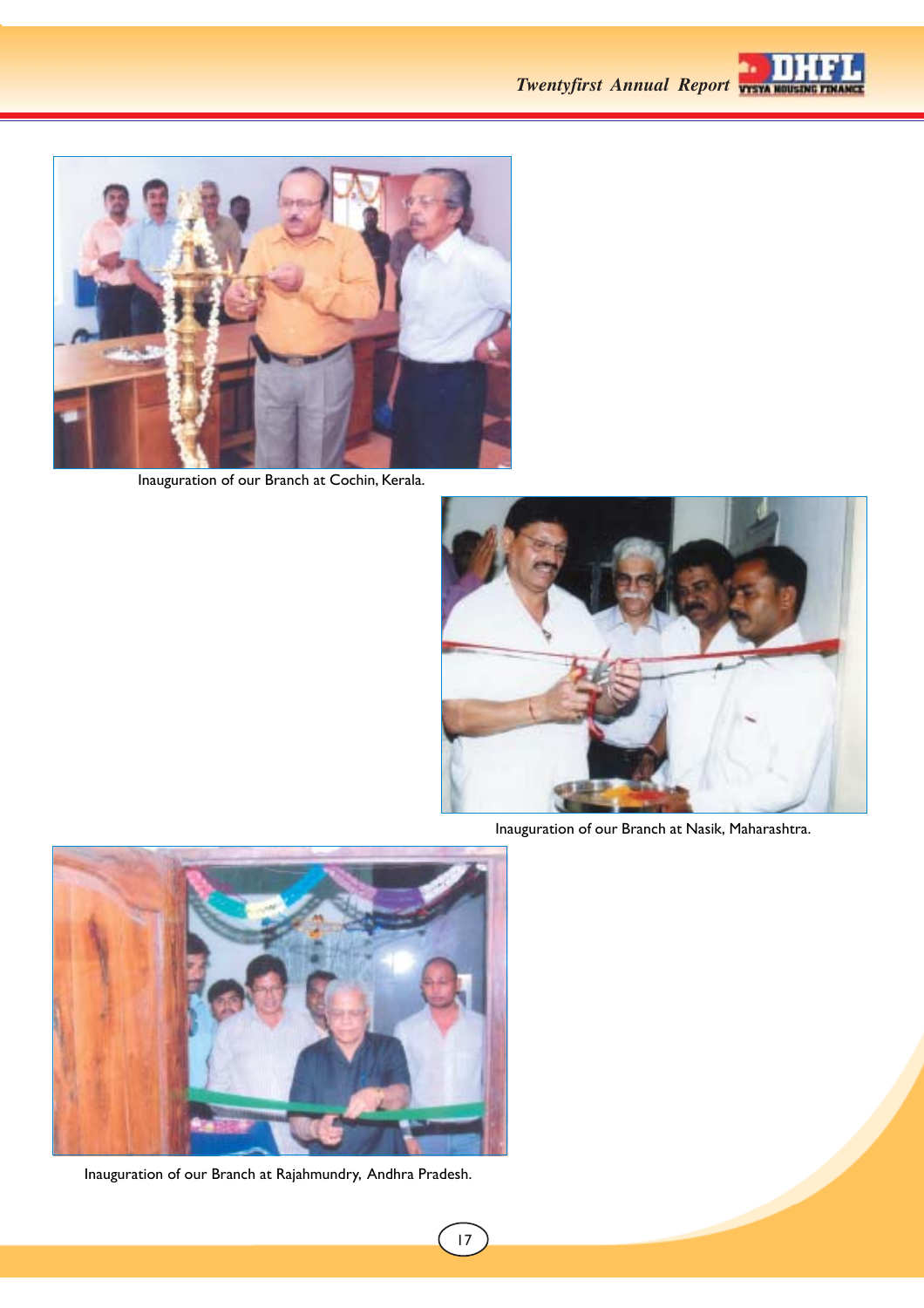Inauguration of our Branch at Cochin, Kerala.

Inauguration of our Branch at Nasik, Maharashtra.

Inauguration of our Branch at Rajahmundry, Andhra Pradesh.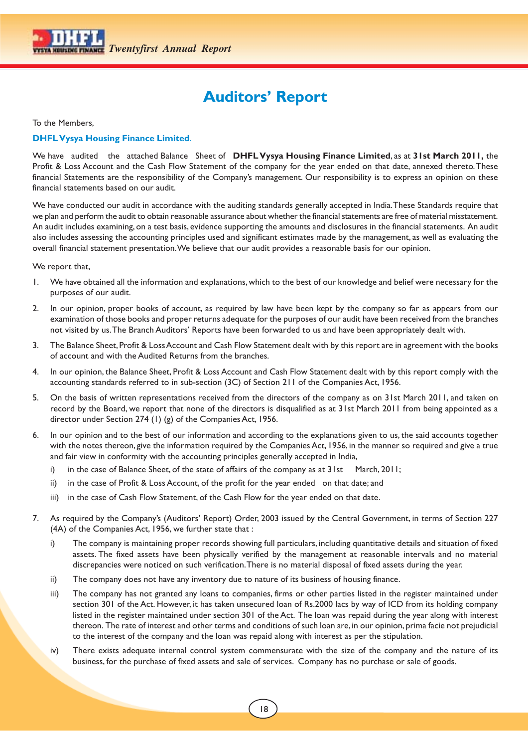# Auditors' Report

To the Members,

**DHFL Vysya Housing Finance Limited.**

We have audited the attached Balance Sheet of **DHFL Vysya Housing Finance Limited**, as at **31st March 2011,** the Profit & Loss Account and the Cash Flow Statement of the company for the year ended on that date, annexed thereto. These financial Statements are the responsibility of the Company's management. Our responsibility is to express an opinion on these financial statements based on our audit.

We have conducted our audit in accordance with the auditing standards generally accepted in India. These Standards require that we plan and perform the audit to obtain reasonable assurance about whether the financial statements are free of material misstatement. An audit includes examining, on a test basis, evidence supporting the amounts and disclosures in the financial statements. An audit also includes assessing the accounting principles used and significant estimates made by the management, as well as evaluating the overall financial statement presentation. We believe that our audit provides a reasonable basis for our opinion.

We report that,

1. We have obtained all the information and explanations, which to the best of our knowledge and belief were necessary for the purposes of our audit.

2. In our opinion, proper books of account, as required by law have been kept by the company so far as appears from our examination of those books and proper returns adequate for the purposes of our audit have been received from the branches not visited by us. The Branch Auditors' Reports have been forwarded to us and have been appropriately dealt with.

3. The Balance Sheet, Profit & Loss Account and Cash Flow Statement dealt with by this report are in agreement with the books of account and with the Audited Returns from the branches.

4. In our opinion, the Balance Sheet, Profit & Loss Account and Cash Flow Statement dealt with by this report comply with the accounting standards referred to in sub-section (3C) of Section 211 of the Companies Act, 1956.

5. On the basis of written representations received from the directors of the company as on 31st March 2011, and taken on record by the Board, we report that none of the directors is disqualified as at 31st March 2011 from being appointed as a director under Section 274 (1) (g) of the Companies Act, 1956.

6. In our opinion and to the best of our information and according to the explanations given to us, the said accounts together with the notes thereon, give the information required by the Companies Act, 1956, in the manner so required and give a true and fair view in conformity with the accounting principles generally accepted in India,

   i) in the case of Balance Sheet, of the state of affairs of the company as at 31st March, 2011;

   ii) in the case of Profit & Loss Account, of the profit for the year ended on that date; and

   iii) in the case of Cash Flow Statement, of the Cash Flow for the year ended on that date.

7. As required by the Company's (Auditors' Report) Order, 2003 issued by the Central Government, in terms of Section 227 (4A) of the Companies Act, 1956, we further state that :

   i) The company is maintaining proper records showing full particulars, including quantitative details and situation of fixed assets. The fixed assets have been physically verified by the management at reasonable intervals and no material discrepancies were noticed on such verification. There is no material disposal of fixed assets during the year.

   ii) The company does not have any inventory due to nature of its business of housing finance.

   iii) The company has not granted any loans to companies, firms or other parties listed in the register maintained under section 301 of the Act. However, it has taken unsecured loan of Rs.2000 lacs by way of ICD from its holding company listed in the register maintained under section 301 of the Act. The loan was repaid during the year along with interest thereon. The rate of interest and other terms and conditions of such loan are, in our opinion, prima facie not prejudicial to the interest of the company and the loan was repaid along with interest as per the stipulation.

   iv) There exists adequate internal control system commensurate with the size of the company and the nature of its business, for the purchase of fixed assets and sale of services. Company has no purchase or sale of goods.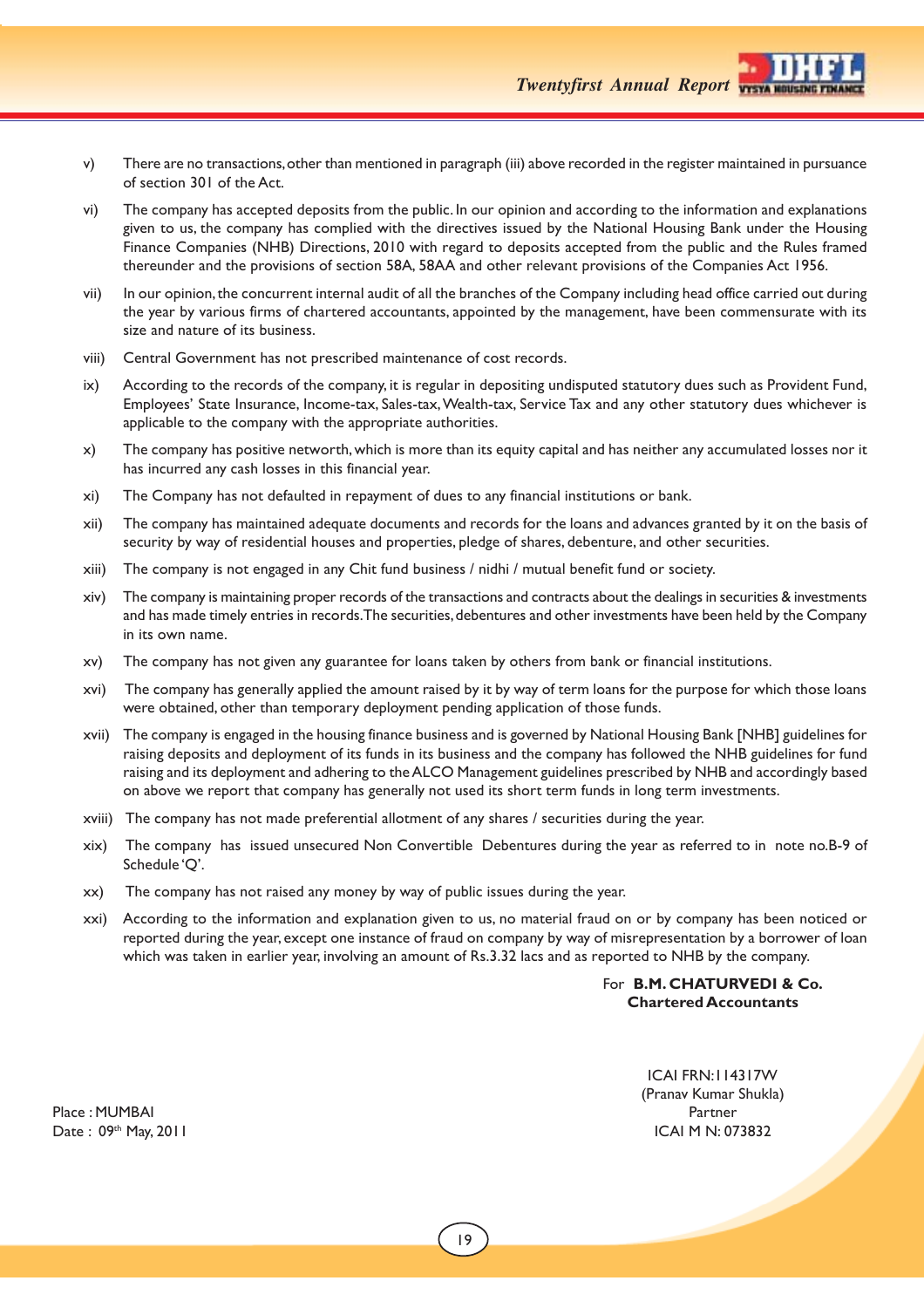v) There are no transactions, other than mentioned in paragraph (iii) above recorded in the register maintained in pursuance of section 301 of the Act.

vi) The company has accepted deposits from the public. In our opinion and according to the information and explanations given to us, the company has complied with the directives issued by the National Housing Bank under the Housing Finance Companies (NHB) Directions, 2010 with regard to deposits accepted from the public and the Rules framed thereunder and the provisions of section 58A, 58AA and other relevant provisions of the Companies Act 1956.

vii) In our opinion, the concurrent internal audit of all the branches of the Company including head office carried out during the year by various firms of chartered accountants, appointed by the management, have been commensurate with its size and nature of its business.

viii) Central Government has not prescribed maintenance of cost records.

ix) According to the records of the company, it is regular in depositing undisputed statutory dues such as Provident Fund, Employees' State Insurance, Income-tax, Sales-tax, Wealth-tax, Service Tax and any other statutory dues whichever is applicable to the company with the appropriate authorities.

x) The company has positive networth, which is more than its equity capital and has neither any accumulated losses nor it has incurred any cash losses in this financial year.

xi) The Company has not defaulted in repayment of dues to any financial institutions or bank.

xii) The company has maintained adequate documents and records for the loans and advances granted by it on the basis of security by way of residential houses and properties, pledge of shares, debenture, and other securities.

xiii) The company is not engaged in any Chit fund business / nidhi / mutual benefit fund or society.

xiv) The company is maintaining proper records of the transactions and contracts about the dealings in securities & investments and has made timely entries in records. The securities, debentures and other investments have been held by the Company in its own name.

xv) The company has not given any guarantee for loans taken by others from bank or financial institutions.

xvi) The company has generally applied the amount raised by it by way of term loans for the purpose for which those loans were obtained, other than temporary deployment pending application of those funds.

xvii) The company is engaged in the housing finance business and is governed by National Housing Bank [NHB] guidelines for raising deposits and deployment of its funds in its business and the company has followed the NHB guidelines for fund raising and its deployment and adhering to the ALCO Management guidelines prescribed by NHB and accordingly based on above we report that company has generally not used its short term funds in long term investments.

xviii) The company has not made preferential allotment of any shares / securities during the year.

xix) The company has issued unsecured Non Convertible Debentures during the year as referred to in note no.B-9 of Schedule 'Q'.

xx) The company has not raised any money by way of public issues during the year.

xxi) According to the information and explanation given to us, no material fraud on or by company has been noticed or reported during the year, except one instance of fraud on company by way of misrepresentation by a borrower of loan which was taken in earlier year, involving an amount of Rs.3.32 lacs and as reported to NHB by the company.

For **B.M. CHATURVEDI & Co.**
**Chartered Accountants**

ICAI FRN: 114317W
(Pranav Kumar Shukla)
Partner
ICAI M N: 073832

Place : MUMBAI
Date : 09th May, 2011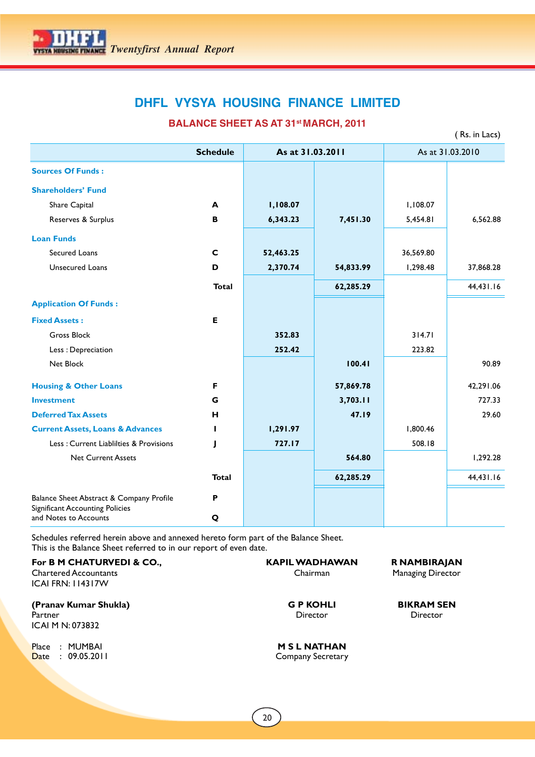# DHFL VYSYA HOUSING FINANCE LIMITED

## BALANCE SHEET AS AT 31st MARCH, 2011

( Rs. in Lacs)

| | Schedule | As at 31.03.2011 | | As at 31.03.2010 | |
|---|---|---|---|---|---|
| **Sources Of Funds :** | | | | | |
| **Shareholders' Fund** | | | | | |
| Share Capital | A | 1,108.07 | | 1,108.07 | |
| Reserves & Surplus | B | 6,343.23 | 7,451.30 | 5,454.81 | 6,562.88 |
| **Loan Funds** | | | | | |
| Secured Loans | C | 52,463.25 | | 36,569.80 | |
| Unsecured Loans | D | 2,370.74 | 54,833.99 | 1,298.48 | 37,868.28 |
| | Total | | 62,285.29 | | 44,431.16 |
| **Application Of Funds :** | | | | | |
| **Fixed Assets :** | E | | | | |
| Gross Block | | 352.83 | | 314.71 | |
| Less : Depreciation | | 252.42 | | 223.82 | |
| Net Block | | | 100.41 | | 90.89 |
| **Housing & Other Loans** | F | | 57,869.78 | | 42,291.06 |
| **Investment** | G | | 3,703.11 | | 727.33 |
| **Deferred Tax Assets** | H | | 47.19 | | 29.60 |
| **Current Assets, Loans & Advances** | I | 1,291.97 | | 1,800.46 | |
| Less : Current Liablilties & Provisions | J | 727.17 | | 508.18 | |
| Net Current Assets | | | 564.80 | | 1,292.28 |
| | Total | | 62,285.29 | | 44,431.16 |
| Balance Sheet Abstract & Company Profile | P | | | | |
| Significant Accounting Policies and Notes to Accounts | Q | | | | |

Schedules referred herein above and annexed hereto form part of the Balance Sheet.
This is the Balance Sheet referred to in our report of even date.

**For B M CHATURVEDI & CO.,**
Chartered Accountants
ICAI FRN: 114317W

**(Pranav Kumar Shukla)**
Partner
ICAI M N: 073832

Place : MUMBAI
Date : 09.05.2011

**KAPIL WADHAWAN**
Chairman

**R NAMBIRAJAN**
Managing Director

**G P KOHLI**
Director

**BIKRAM SEN**
Director

**M S L NATHAN**
Company Secretary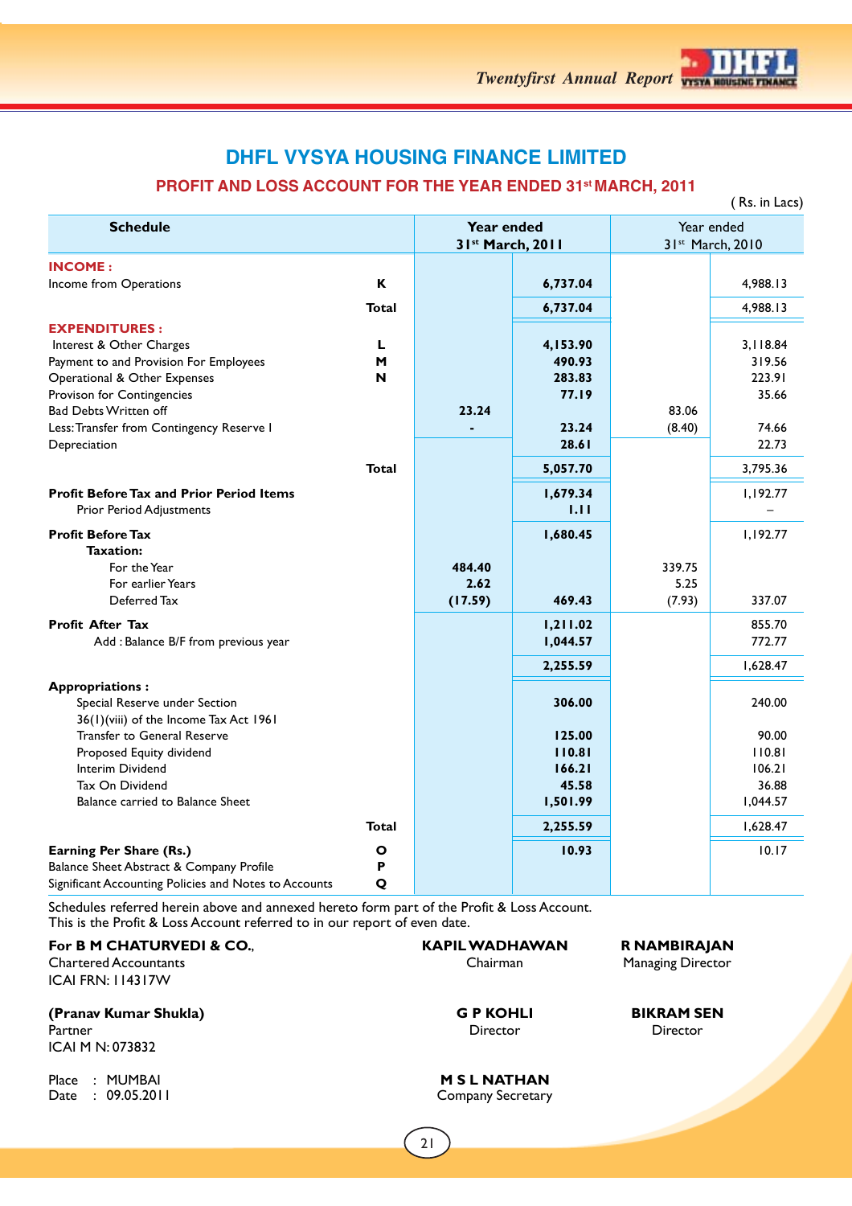# DHFL VYSYA HOUSING FINANCE LIMITED

## PROFIT AND LOSS ACCOUNT FOR THE YEAR ENDED 31st MARCH, 2011

( Rs. in Lacs)

| Schedule | | Year ended 31st March, 2011 | | Year ended 31st March, 2010 | |
|---|---|---|---|---|---|
| **INCOME :** | | | | | |
| Income from Operations | K | | 6,737.04 | | 4,988.13 |
| | Total | | 6,737.04 | | 4,988.13 |
| **EXPENDITURES :** | | | | | |
| Interest & Other Charges | L | | 4,153.90 | | 3,118.84 |
| Payment to and Provision For Employees | M | | 490.93 | | 319.56 |
| Operational & Other Expenses | N | | 283.83 | | 223.91 |
| Provison for Contingencies | | | 77.19 | | 35.66 |
| Bad Debts Written off | | 23.24 | | 83.06 | |
| Less: Transfer from Contingency Reserve I | | - | 23.24 | (8.40) | 74.66 |
| Depreciation | | | 28.61 | | 22.73 |
| | Total | | 5,057.70 | | 3,795.36 |
| **Profit Before Tax and Prior Period Items** | | | 1,679.34 | | 1,192.77 |
| Prior Period Adjustments | | | 1.11 | | – |
| **Profit Before Tax** | | | 1,680.45 | | 1,192.77 |
| **Taxation:** | | | | | |
| For the Year | | 484.40 | | 339.75 | |
| For earlier Years | | 2.62 | | 5.25 | |
| Deferred Tax | | (17.59) | 469.43 | (7.93) | 337.07 |
| **Profit After Tax** | | | 1,211.02 | | 855.70 |
| Add : Balance B/F from previous year | | | 1,044.57 | | 772.77 |
| | | | 2,255.59 | | 1,628.47 |
| **Appropriations :** | | | | | |
| Special Reserve under Section 36(1)(viii) of the Income Tax Act 1961 | | | 306.00 | | 240.00 |
| Transfer to General Reserve | | | 125.00 | | 90.00 |
| Proposed Equity dividend | | | 110.81 | | 110.81 |
| Interim Dividend | | | 166.21 | | 106.21 |
| Tax On Dividend | | | 45.58 | | 36.88 |
| Balance carried to Balance Sheet | | | 1,501.99 | | 1,044.57 |
| | Total | | 2,255.59 | | 1,628.47 |
| **Earning Per Share (Rs.)** | O | | 10.93 | | 10.17 |
| Balance Sheet Abstract & Company Profile | P | | | | |
| Significant Accounting Policies and Notes to Accounts | Q | | | | |

Schedules referred herein above and annexed hereto form part of the Profit & Loss Account.
This is the Profit & Loss Account referred to in our report of even date.

**For B M CHATURVEDI & CO.,**
Chartered Accountants
ICAI FRN: 114317W

**(Pranav Kumar Shukla)**
Partner
ICAI M N: 073832

Place : MUMBAI
Date : 09.05.2011

**KAPIL WADHAWAN**
Chairman

**R NAMBIRAJAN**
Managing Director

**G P KOHLI**
Director

**BIKRAM SEN**
Director

**M S L NATHAN**
Company Secretary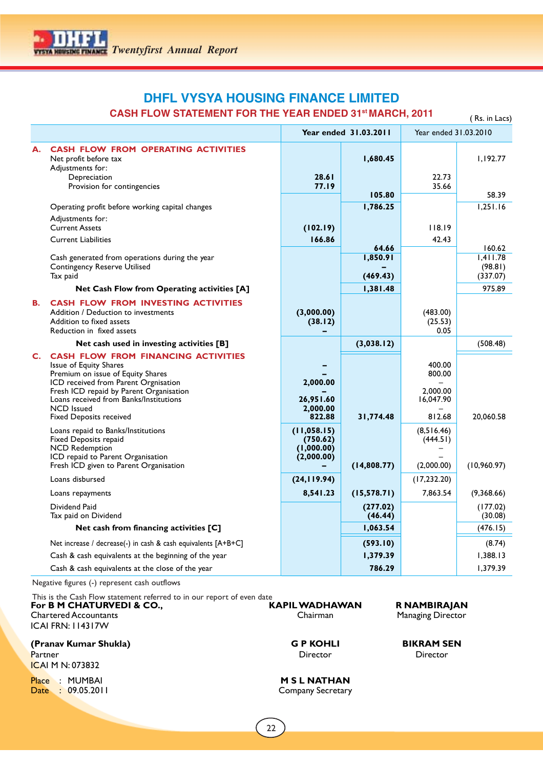# DHFL VYSYA HOUSING FINANCE LIMITED

## CASH FLOW STATEMENT FOR THE YEAR ENDED 31[st] MARCH, 2011

( Rs. in Lacs)

| | Year ended 31.03.2011 | | Year ended 31.03.2010 | |
|---|---|---|---|---|
| **A. CASH FLOW FROM OPERATING ACTIVITIES** | | | | |
| Net profit before tax | | **1,680.45** | | 1,192.77 |
| Adjustments for: | | | | |
| Depreciation | **28.61** | | 22.73 | |
| Provision for contingencies | **77.19** | **105.80** | 35.66 | 58.39 |
| Operating profit before working capital changes | | **1,786.25** | | 1,251.16 |
| Adjustments for: | | | | |
| Current Assets | **(102.19)** | | 118.19 | |
| Current Liabilities | **166.86** | **64.66** | 42.43 | 160.62 |
| Cash generated from operations during the year | | **1,850.91** | | 1,411.78 |
| Contingency Reserve Utilised | | **–** | | (98.81) |
| Tax paid | | **(469.43)** | | (337.07) |
| **Net Cash Flow from Operating activities [A]** | | **1,381.48** | | 975.89 |
| **B. CASH FLOW FROM INVESTING ACTIVITIES** | | | | |
| Addition / Deduction to investments | **(3,000.00)** | | (483.00) | |
| Addition to fixed assets | **(38.12)** | | (25.53) | |
| Reduction in fixed assets | **–** | | 0.05 | |
| **Net cash used in investing activities [B]** | | **(3,038.12)** | | (508.48) |
| **C. CASH FLOW FROM FINANCING ACTIVITIES** | | | | |
| Issue of Equity Shares | **–** | | 400.00 | |
| Premium on issue of Equity Shares | **–** | | 800.00 | |
| ICD received from Parent Orgnisation | **2,000.00** | | – | |
| Fresh ICD repaid by Parent Organisation | **–** | | 2,000.00 | |
| Loans received from Banks/Institutions | **26,951.60** | | 16,047.90 | |
| NCD Issued | **2,000.00** | | – | |
| Fixed Deposits received | **822.88** | **31,774.48** | 812.68 | 20,060.58 |
| Loans repaid to Banks/Institutions | **(11,058.15)** | | (8,516.46) | |
| Fixed Deposits repaid | **(750.62)** | | (444.51) | |
| NCD Redemption | **(1,000.00)** | | – | |
| ICD repaid to Parent Organisation | **(2,000.00)** | | – | |
| Fresh ICD given to Parent Organisation | **–** | **(14,808.77)** | (2,000.00) | (10,960.97) |
| Loans disbursed | **(24,119.94)** | | (17,232.20) | |
| Loans repayments | **8,541.23** | **(15,578.71)** | 7,863.54 | (9,368.66) |
| Dividend Paid | | **(277.02)** | | (177.02) |
| Tax paid on Dividend | | **(46.44)** | | (30.08) |
| **Net cash from financing activities [C]** | | **1,063.54** | | (476.15) |
| Net increase / decrease(-) in cash & cash equivalents [A+B+C] | | **(593.10)** | | (8.74) |
| Cash & cash equivalents at the beginning of the year | | **1,379.39** | | 1,388.13 |
| Cash & cash equivalents at the close of the year | | **786.29** | | 1,379.39 |

Negative figures (-) represent cash outflows

This is the Cash Flow statement referred to in our report of even date

**For B M CHATURVEDI & CO.,**
Chartered Accountants
ICAI FRN: 114317W

**(Pranav Kumar Shukla)**
Partner
ICAI M N: 073832

Place : MUMBAI
Date : 09.05.2011

**KAPIL WADHAWAN**
Chairman

**R NAMBIRAJAN**
Managing Director

**G P KOHLI**
Director

**BIKRAM SEN**
Director

**M S L NATHAN**
Company Secretary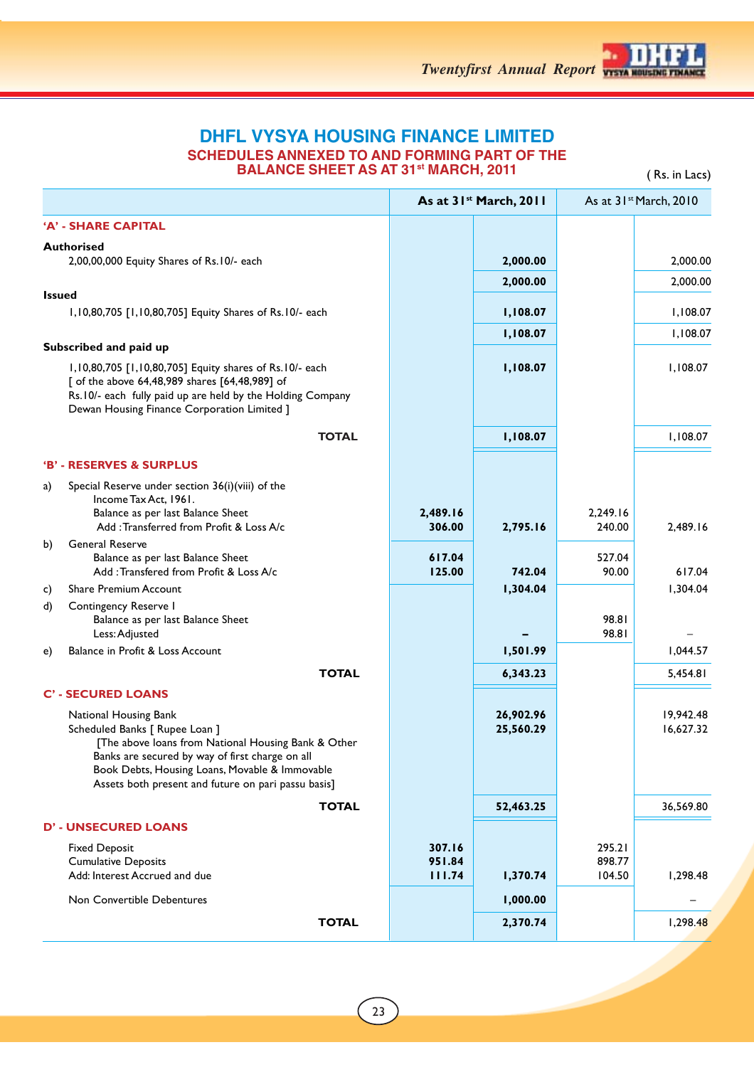# DHFL VYSYA HOUSING FINANCE LIMITED

## SCHEDULES ANNEXED TO AND FORMING PART OF THE BALANCE SHEET AS AT 31st MARCH, 2011

( Rs. in Lacs)

| | As at 31st March, 2011 | | As at 31st March, 2010 | |
|---|---|---|---|---|
| **'A' - SHARE CAPITAL** | | | | |
| **Authorised** | | | | |
| 2,00,00,000 Equity Shares of Rs.10/- each | | **2,000.00** | | 2,000.00 |
| | | **2,000.00** | | 2,000.00 |
| **Issued** | | | | |
| 1,10,80,705 [1,10,80,705] Equity Shares of Rs.10/- each | | **1,108.07** | | 1,108.07 |
| | | **1,108.07** | | 1,108.07 |
| **Subscribed and paid up** | | | | |
| 1,10,80,705 [1,10,80,705] Equity shares of Rs.10/- each [ of the above 64,48,989 shares [64,48,989] of Rs.10/- each fully paid up are held by the Holding Company Dewan Housing Finance Corporation Limited ] | | **1,108.07** | | 1,108.07 |
| **TOTAL** | | **1,108.07** | | 1,108.07 |
| **'B' - RESERVES & SURPLUS** | | | | |
| a) Special Reserve under section 36(i)(viii) of the Income Tax Act, 1961. | | | | |
| Balance as per last Balance Sheet | **2,489.16** | | 2,249.16 | |
| Add : Transferred from Profit & Loss A/c | **306.00** | **2,795.16** | 240.00 | 2,489.16 |
| b) General Reserve | | | | |
| Balance as per last Balance Sheet | **617.04** | | 527.04 | |
| Add : Transfered from Profit & Loss A/c | **125.00** | **742.04** | 90.00 | 617.04 |
| c) Share Premium Account | | **1,304.04** | | 1,304.04 |
| d) Contingency Reserve I | | | | |
| Balance as per last Balance Sheet | | | 98.81 | |
| Less: Adjusted | | **–** | 98.81 | – |
| e) Balance in Profit & Loss Account | | **1,501.99** | | 1,044.57 |
| **TOTAL** | | **6,343.23** | | 5,454.81 |
| **C' - SECURED LOANS** | | | | |
| National Housing Bank | | **26,902.96** | | 19,942.48 |
| Scheduled Banks [ Rupee Loan ] | | **25,560.29** | | 16,627.32 |
| [The above loans from National Housing Bank & Other Banks are secured by way of first charge on all Book Debts, Housing Loans, Movable & Immovable Assets both present and future on pari passu basis] | | | | |
| **TOTAL** | | **52,463.25** | | 36,569.80 |
| **D' - UNSECURED LOANS** | | | | |
| Fixed Deposit | **307.16** | | 295.21 | |
| Cumulative Deposits | **951.84** | | 898.77 | |
| Add: Interest Accrued and due | **111.74** | **1,370.74** | 104.50 | 1,298.48 |
| Non Convertible Debentures | | **1,000.00** | | – |
| **TOTAL** | | **2,370.74** | | 1,298.48 |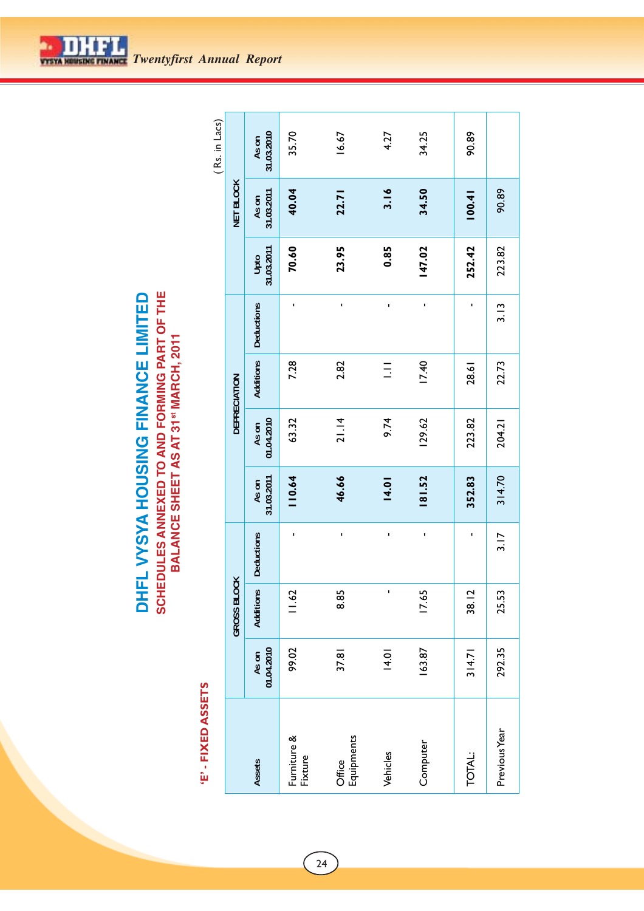# DHFL VYSYA HOUSING FINANCE LIMITED

## SCHEDULES ANNEXED TO AND FORMING PART OF THE BALANCE SHEET AS AT 31st MARCH, 2011

### 'E' - FIXED ASSETS

( Rs. in Lacs)

| Assets | GROSS BLOCK | | | | DEPRECIATION | | | | NET BLOCK | |
|---|---|---|---|---|---|---|---|---|---|---|
| | As on 01.04.2010 | Additions | Deductions | As on 31.03.2011 | As on 01.04.2010 | Additions | Deductions | Upto 31.03.2011 | As on 31.03.2011 | As on 31.03.2010 |
| Furniture & Fixture | 99.02 | 11.62 | - | **110.64** | 63.32 | 7.28 | - | **70.60** | **40.04** | 35.70 |
| Office Equipments | 37.81 | 8.85 | - | **46.66** | 21.14 | 2.82 | - | **23.95** | **22.71** | 16.67 |
| Vehicles | 14.01 | - | - | **14.01** | 9.74 | 1.11 | - | **0.85** | **3.16** | 4.27 |
| Computer | 163.87 | 17.65 | - | **181.52** | 129.62 | 17.40 | - | **147.02** | **34.50** | 34.25 |
| TOTAL: | 314.71 | 38.12 | - | **352.83** | 223.82 | 28.61 | - | **252.42** | **100.41** | 90.89 |
| Previous Year | 292.35 | 25.53 | 3.17 | 314.70 | 204.21 | 22.73 | 3.13 | 223.82 | 90.89 | |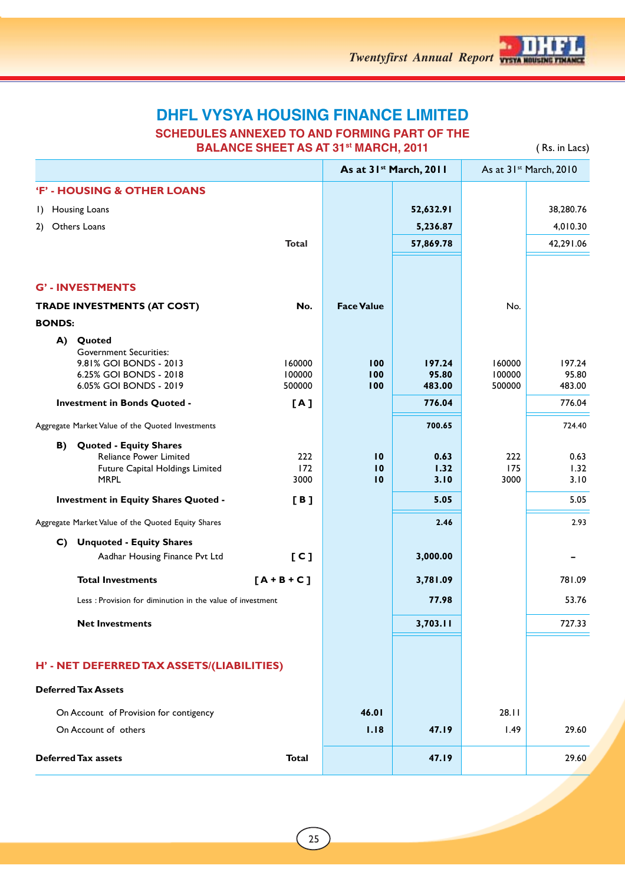# DHFL VYSYA HOUSING FINANCE LIMITED

## SCHEDULES ANNEXED TO AND FORMING PART OF THE BALANCE SHEET AS AT 31st MARCH, 2011

( Rs. in Lacs)

| | | As at 31st March, 2011 | | As at 31st March, 2010 | |
|---|---|---|---|---|---|
| **'F' - HOUSING & OTHER LOANS** | | | | | |
| 1) Housing Loans | | | **52,632.91** | | 38,280.76 |
| 2) Others Loans | | | **5,236.87** | | 4,010.30 |
| **Total** | | | **57,869.78** | | 42,291.06 |
| **G' - INVESTMENTS** | | | | | |
| **TRADE INVESTMENTS (AT COST)** | **No.** | **Face Value** | | No. | |
| **BONDS:** | | | | | |
| **A) Quoted** | | | | | |
| Government Securities: | | | | | |
| 9.81% GOI BONDS - 2013 | 160000 | **100** | **197.24** | 160000 | 197.24 |
| 6.25% GOI BONDS - 2018 | 100000 | **100** | **95.80** | 100000 | 95.80 |
| 6.05% GOI BONDS - 2019 | 500000 | **100** | **483.00** | 500000 | 483.00 |
| **Investment in Bonds Quoted -** | **[ A ]** | | **776.04** | | 776.04 |
| Aggregate Market Value of the Quoted Investments | | | **700.65** | | 724.40 |
| **B) Quoted - Equity Shares** | | | | | |
| Reliance Power Limited | 222 | **10** | **0.63** | 222 | 0.63 |
| Future Capital Holdings Limited | 172 | **10** | **1.32** | 175 | 1.32 |
| MRPL | 3000 | **10** | **3.10** | 3000 | 3.10 |
| **Investment in Equity Shares Quoted -** | **[ B ]** | | **5.05** | | 5.05 |
| Aggregate Market Value of the Quoted Equity Shares | | | **2.46** | | 2.93 |
| **C) Unquoted - Equity Shares** | | | | | |
| Aadhar Housing Finance Pvt Ltd | **[ C ]** | | **3,000.00** | | – |
| **Total Investments** | **[ A + B + C ]** | | **3,781.09** | | 781.09 |
| Less : Provision for diminution in the value of investment | | | **77.98** | | 53.76 |
| **Net Investments** | | | **3,703.11** | | 727.33 |
| **H' - NET DEFERRED TAX ASSETS/(LIABILITIES)** | | | | | |
| **Deferred Tax Assets** | | | | | |
| On Account of Provision for contigency | | **46.01** | | 28.11 | |
| On Account of others | | **1.18** | **47.19** | 1.49 | 29.60 |
| **Deferred Tax assets** | **Total** | | **47.19** | | 29.60 |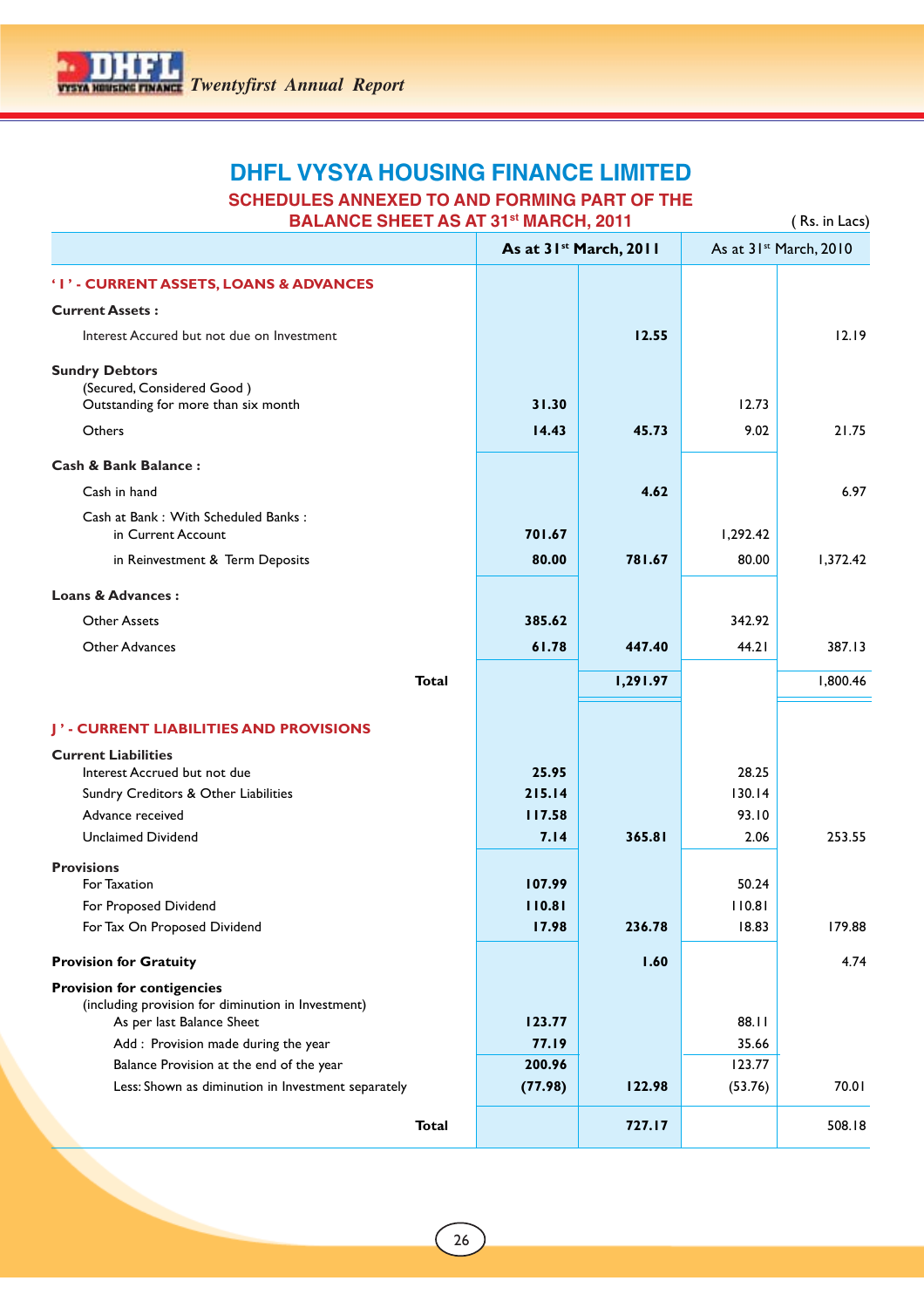# DHFL VYSYA HOUSING FINANCE LIMITED

## SCHEDULES ANNEXED TO AND FORMING PART OF THE BALANCE SHEET AS AT 31st MARCH, 2011

( Rs. in Lacs)

| | As at 31st March, 2011 | | As at 31st March, 2010 | |
|---|---|---|---|---|
| **'I' - CURRENT ASSETS, LOANS & ADVANCES** | | | | |
| **Current Assets :** | | | | |
| Interest Accured but not due on Investment | | **12.55** | | 12.19 |
| **Sundry Debtors** | | | | |
| (Secured, Considered Good ) Outstanding for more than six month | **31.30** | | 12.73 | |
| Others | **14.43** | **45.73** | 9.02 | 21.75 |
| **Cash & Bank Balance :** | | | | |
| Cash in hand | | **4.62** | | 6.97 |
| Cash at Bank : With Scheduled Banks : in Current Account | **701.67** | | 1,292.42 | |
| in Reinvestment & Term Deposits | **80.00** | **781.67** | 80.00 | 1,372.42 |
| **Loans & Advances :** | | | | |
| Other Assets | **385.62** | | 342.92 | |
| Other Advances | **61.78** | **447.40** | 44.21 | 387.13 |
| **Total** | | **1,291.97** | | 1,800.46 |
| **J' - CURRENT LIABILITIES AND PROVISIONS** | | | | |
| **Current Liabilities** | | | | |
| Interest Accrued but not due | **25.95** | | 28.25 | |
| Sundry Creditors & Other Liabilities | **215.14** | | 130.14 | |
| Advance received | **117.58** | | 93.10 | |
| Unclaimed Dividend | **7.14** | **365.81** | 2.06 | 253.55 |
| **Provisions** | | | | |
| For Taxation | **107.99** | | 50.24 | |
| For Proposed Dividend | **110.81** | | 110.81 | |
| For Tax On Proposed Dividend | **17.98** | **236.78** | 18.83 | 179.88 |
| **Provision for Gratuity** | | **1.60** | | 4.74 |
| **Provision for contigencies** | | | | |
| (including provision for diminution in Investment) As per last Balance Sheet | **123.77** | | 88.11 | |
| Add : Provision made during the year | **77.19** | | 35.66 | |
| Balance Provision at the end of the year | **200.96** | | 123.77 | |
| Less: Shown as diminution in Investment separately | **(77.98)** | **122.98** | (53.76) | 70.01 |
| **Total** | | **727.17** | | 508.18 |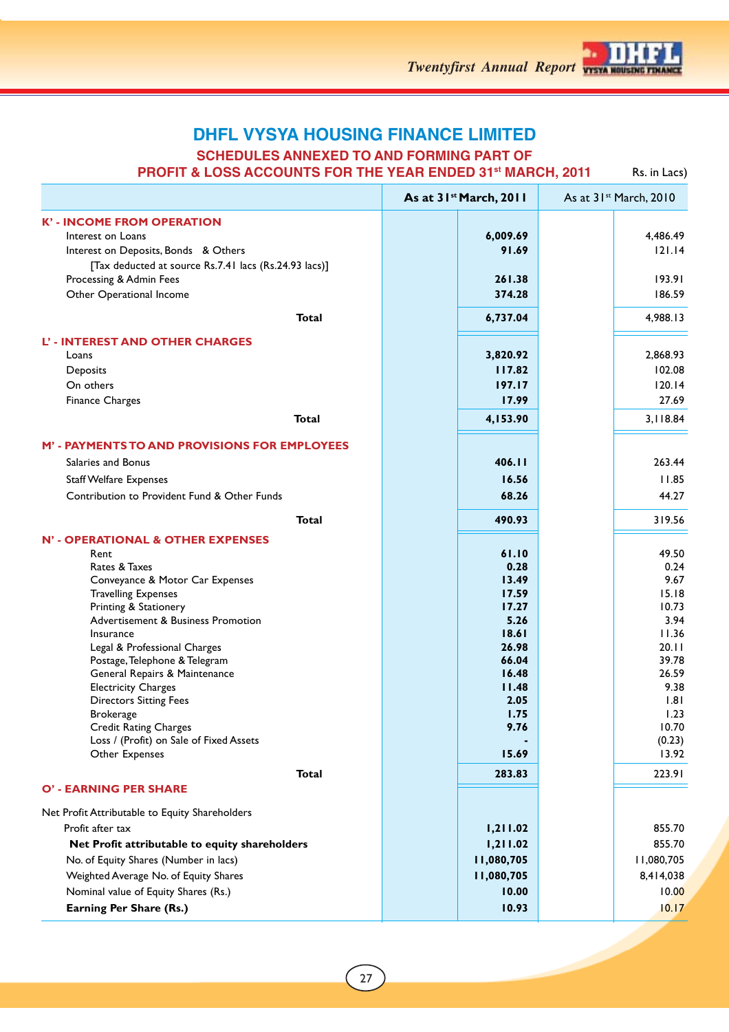# DHFL VYSYA HOUSING FINANCE LIMITED

## SCHEDULES ANNEXED TO AND FORMING PART OF PROFIT & LOSS ACCOUNTS FOR THE YEAR ENDED 31st MARCH, 2011

(Rs. in Lacs)

| | As at 31st March, 2011 | As at 31st March, 2010 |
|---|---|---|
| **K' - INCOME FROM OPERATION** | | |
| Interest on Loans | **6,009.69** | 4,486.49 |
| Interest on Deposits, Bonds & Others | **91.69** | 121.14 |
| [Tax deducted at source Rs.7.41 lacs (Rs.24.93 lacs)] | | |
| Processing & Admin Fees | **261.38** | 193.91 |
| Other Operational Income | **374.28** | 186.59 |
| **Total** | **6,737.04** | 4,988.13 |
| **L' - INTEREST AND OTHER CHARGES** | | |
| Loans | **3,820.92** | 2,868.93 |
| Deposits | **117.82** | 102.08 |
| On others | **197.17** | 120.14 |
| Finance Charges | **17.99** | 27.69 |
| **Total** | **4,153.90** | 3,118.84 |
| **M' - PAYMENTS TO AND PROVISIONS FOR EMPLOYEES** | | |
| Salaries and Bonus | **406.11** | 263.44 |
| Staff Welfare Expenses | **16.56** | 11.85 |
| Contribution to Provident Fund & Other Funds | **68.26** | 44.27 |
| **Total** | **490.93** | 319.56 |
| **N' - OPERATIONAL & OTHER EXPENSES** | | |
| Rent | **61.10** | 49.50 |
| Rates & Taxes | **0.28** | 0.24 |
| Conveyance & Motor Car Expenses | **13.49** | 9.67 |
| Travelling Expenses | **17.59** | 15.18 |
| Printing & Stationery | **17.27** | 10.73 |
| Advertisement & Business Promotion | **5.26** | 3.94 |
| Insurance | **18.61** | 11.36 |
| Legal & Professional Charges | **26.98** | 20.11 |
| Postage, Telephone & Telegram | **66.04** | 39.78 |
| General Repairs & Maintenance | **16.48** | 26.59 |
| Electricity Charges | **11.48** | 9.38 |
| Directors Sitting Fees | **2.05** | 1.81 |
| Brokerage | **1.75** | 1.23 |
| Credit Rating Charges | **9.76** | 10.70 |
| Loss / (Profit) on Sale of Fixed Assets | **-** | (0.23) |
| Other Expenses | **15.69** | 13.92 |
| **Total** | **283.83** | 223.91 |
| **O' - EARNING PER SHARE** | | |
| Net Profit Attributable to Equity Shareholders | | |
| Profit after tax | **1,211.02** | 855.70 |
| **Net Profit attributable to equity shareholders** | **1,211.02** | 855.70 |
| No. of Equity Shares (Number in lacs) | **11,080,705** | 11,080,705 |
| Weighted Average No. of Equity Shares | **11,080,705** | 8,414,038 |
| Nominal value of Equity Shares (Rs.) | **10.00** | 10.00 |
| **Earning Per Share (Rs.)** | **10.93** | 10.17 |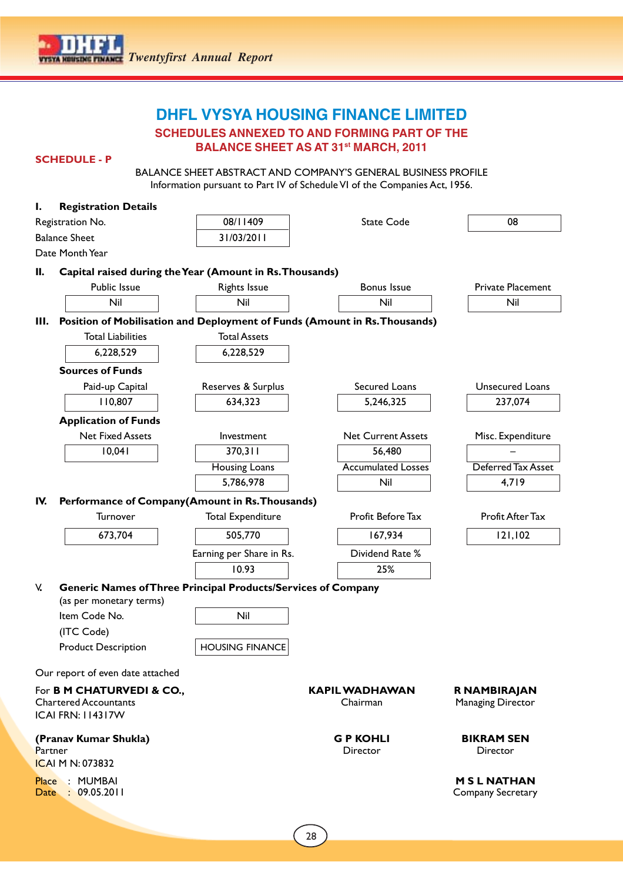# DHFL VYSYA HOUSING FINANCE LIMITED

## SCHEDULES ANNEXED TO AND FORMING PART OF THE BALANCE SHEET AS AT 31st MARCH, 2011

**SCHEDULE - P**

BALANCE SHEET ABSTRACT AND COMPANY'S GENERAL BUSINESS PROFILE
Information pursuant to Part IV of Schedule VI of the Companies Act, 1956.

**I. Registration Details**

| | | | |
|---|---|---|---|
| Registration No. | 08/11409 | State Code | 08 |
| Balance Sheet Date Month Year | 31/03/2011 | | |

**II. Capital raised during the Year (Amount in Rs.Thousands)**

| Public Issue | Rights Issue | Bonus Issue | Private Placement |
|---|---|---|---|
| Nil | Nil | Nil | Nil |

**III. Position of Mobilisation and Deployment of Funds (Amount in Rs.Thousands)**

| Total Liabilities | Total Assets |
|---|---|
| 6,228,529 | 6,228,529 |

**Sources of Funds**

| Paid-up Capital | Reserves & Surplus | Secured Loans | Unsecured Loans |
|---|---|---|---|
| 110,807 | 634,323 | 5,246,325 | 237,074 |

**Application of Funds**

| Net Fixed Assets | Investment | Net Current Assets | Misc. Expenditure |
|---|---|---|---|
| 10,041 | 370,311 | 56,480 | – |
| | **Housing Loans** | **Accumulated Losses** | **Deferred Tax Asset** |
| | 5,786,978 | Nil | 4,719 |

**IV. Performance of Company(Amount in Rs.Thousands)**

| Turnover | Total Expenditure | Profit Before Tax | Profit After Tax |
|---|---|---|---|
| 673,704 | 505,770 | 167,934 | 121,102 |
| | **Earning per Share in Rs.** | **Dividend Rate %** | |
| | 10.93 | 25% | |

**V. Generic Names of Three Principal Products/Services of Company**
(as per monetary terms)

| | |
|---|---|
| Item Code No. (ITC Code) | Nil |
| Product Description | HOUSING FINANCE |

Our report of even date attached

For **B M CHATURVEDI & CO.,**
Chartered Accountants
ICAI FRN: 114317W

**(Pranav Kumar Shukla)**
Partner
ICAI M N: 073832

Place : MUMBAI
Date : 09.05.2011

**KAPIL WADHAWAN**
Chairman

**R NAMBIRAJAN**
Managing Director

**G P KOHLI**
Director

**BIKRAM SEN**
Director

**M S L NATHAN**
Company Secretary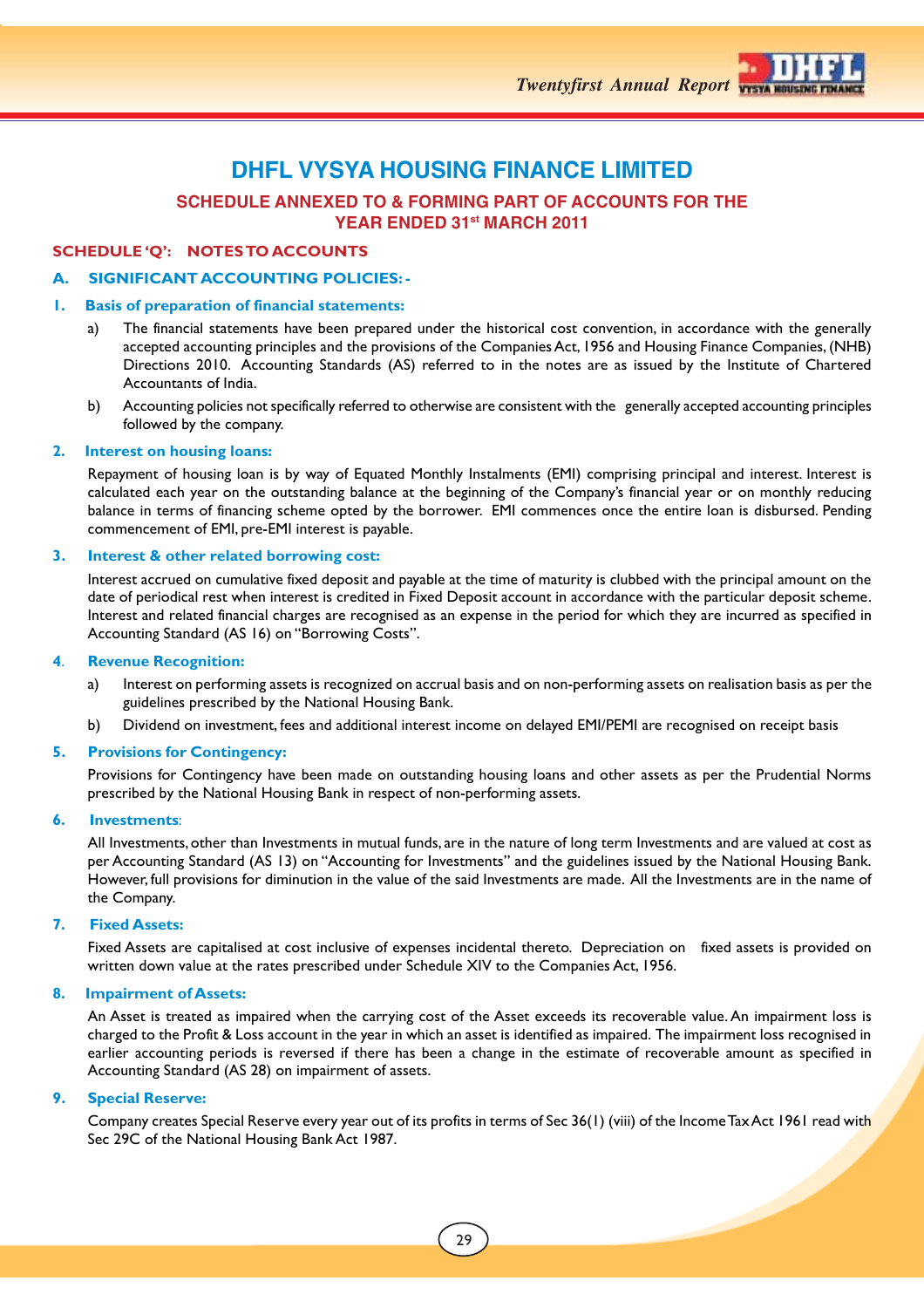# DHFL VYSYA HOUSING FINANCE LIMITED

## SCHEDULE ANNEXED TO & FORMING PART OF ACCOUNTS FOR THE YEAR ENDED 31st MARCH 2011

### SCHEDULE 'Q': NOTES TO ACCOUNTS

### A. SIGNIFICANT ACCOUNTING POLICIES: -

**1. Basis of preparation of financial statements:**

a) The financial statements have been prepared under the historical cost convention, in accordance with the generally accepted accounting principles and the provisions of the Companies Act, 1956 and Housing Finance Companies, (NHB) Directions 2010. Accounting Standards (AS) referred to in the notes are as issued by the Institute of Chartered Accountants of India.

b) Accounting policies not specifically referred to otherwise are consistent with the generally accepted accounting principles followed by the company.

**2. Interest on housing loans:**

Repayment of housing loan is by way of Equated Monthly Instalments (EMI) comprising principal and interest. Interest is calculated each year on the outstanding balance at the beginning of the Company's financial year or on monthly reducing balance in terms of financing scheme opted by the borrower. EMI commences once the entire loan is disbursed. Pending commencement of EMI, pre-EMI interest is payable.

**3. Interest & other related borrowing cost:**

Interest accrued on cumulative fixed deposit and payable at the time of maturity is clubbed with the principal amount on the date of periodical rest when interest is credited in Fixed Deposit account in accordance with the particular deposit scheme. Interest and related financial charges are recognised as an expense in the period for which they are incurred as specified in Accounting Standard (AS 16) on "Borrowing Costs".

**4. Revenue Recognition:**

a) Interest on performing assets is recognized on accrual basis and on non-performing assets on realisation basis as per the guidelines prescribed by the National Housing Bank.

b) Dividend on investment, fees and additional interest income on delayed EMI/PEMI are recognised on receipt basis

**5. Provisions for Contingency:**

Provisions for Contingency have been made on outstanding housing loans and other assets as per the Prudential Norms prescribed by the National Housing Bank in respect of non-performing assets.

**6. Investments:**

All Investments, other than Investments in mutual funds, are in the nature of long term Investments and are valued at cost as per Accounting Standard (AS 13) on "Accounting for Investments" and the guidelines issued by the National Housing Bank. However, full provisions for diminution in the value of the said Investments are made. All the Investments are in the name of the Company.

**7. Fixed Assets:**

Fixed Assets are capitalised at cost inclusive of expenses incidental thereto. Depreciation on fixed assets is provided on written down value at the rates prescribed under Schedule XIV to the Companies Act, 1956.

**8. Impairment of Assets:**

An Asset is treated as impaired when the carrying cost of the Asset exceeds its recoverable value. An impairment loss is charged to the Profit & Loss account in the year in which an asset is identified as impaired. The impairment loss recognised in earlier accounting periods is reversed if there has been a change in the estimate of recoverable amount as specified in Accounting Standard (AS 28) on impairment of assets.

**9. Special Reserve:**

Company creates Special Reserve every year out of its profits in terms of Sec 36(1) (viii) of the Income Tax Act 1961 read with Sec 29C of the National Housing Bank Act 1987.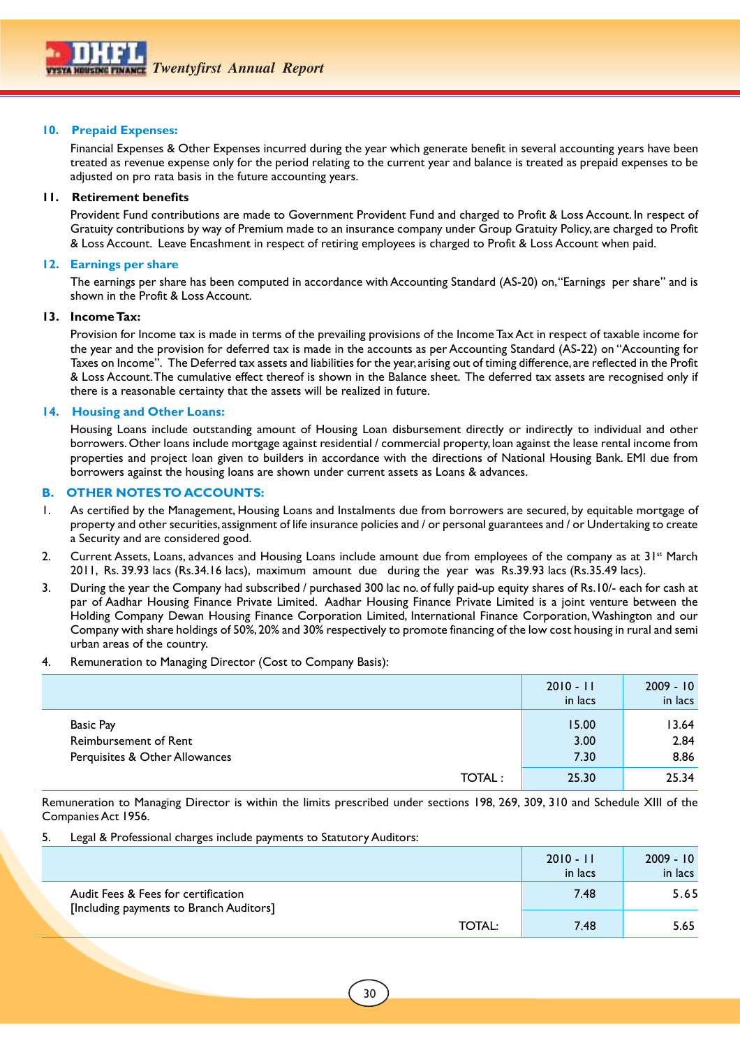### 10. Prepaid Expenses:

Financial Expenses & Other Expenses incurred during the year which generate benefit in several accounting years have been treated as revenue expense only for the period relating to the current year and balance is treated as prepaid expenses to be adjusted on pro rata basis in the future accounting years.

### 11. Retirement benefits

Provident Fund contributions are made to Government Provident Fund and charged to Profit & Loss Account. In respect of Gratuity contributions by way of Premium made to an insurance company under Group Gratuity Policy, are charged to Profit & Loss Account. Leave Encashment in respect of retiring employees is charged to Profit & Loss Account when paid.

### 12. Earnings per share

The earnings per share has been computed in accordance with Accounting Standard (AS-20) on, "Earnings per share" and is shown in the Profit & Loss Account.

### 13. Income Tax:

Provision for Income tax is made in terms of the prevailing provisions of the Income Tax Act in respect of taxable income for the year and the provision for deferred tax is made in the accounts as per Accounting Standard (AS-22) on "Accounting for Taxes on Income". The Deferred tax assets and liabilities for the year, arising out of timing difference, are reflected in the Profit & Loss Account. The cumulative effect thereof is shown in the Balance sheet. The deferred tax assets are recognised only if there is a reasonable certainty that the assets will be realized in future.

### 14. Housing and Other Loans:

Housing Loans include outstanding amount of Housing Loan disbursement directly or indirectly to individual and other borrowers. Other loans include mortgage against residential / commercial property, loan against the lease rental income from properties and project loan given to builders in accordance with the directions of National Housing Bank. EMI due from borrowers against the housing loans are shown under current assets as Loans & advances.

## B. OTHER NOTES TO ACCOUNTS:

1. As certified by the Management, Housing Loans and Instalments due from borrowers are secured, by equitable mortgage of property and other securities, assignment of life insurance policies and / or personal guarantees and / or Undertaking to create a Security and are considered good.

2. Current Assets, Loans, advances and Housing Loans include amount due from employees of the company as at 31st March 2011, Rs. 39.93 lacs (Rs.34.16 lacs), maximum amount due during the year was Rs.39.93 lacs (Rs.35.49 lacs).

3. During the year the Company had subscribed / purchased 300 lac no. of fully paid-up equity shares of Rs.10/- each for cash at par of Aadhar Housing Finance Private Limited. Aadhar Housing Finance Private Limited is a joint venture between the Holding Company Dewan Housing Finance Corporation Limited, International Finance Corporation, Washington and our Company with share holdings of 50%, 20% and 30% respectively to promote financing of the low cost housing in rural and semi urban areas of the country.

4. Remuneration to Managing Director (Cost to Company Basis):

| | 2010 - 11 in lacs | 2009 - 10 in lacs |
|---|---|---|
| Basic Pay | 15.00 | 13.64 |
| Reimbursement of Rent | 3.00 | 2.84 |
| Perquisites & Other Allowances | 7.30 | 8.86 |
| TOTAL : | 25.30 | 25.34 |

Remuneration to Managing Director is within the limits prescribed under sections 198, 269, 309, 310 and Schedule XIII of the Companies Act 1956.

5. Legal & Professional charges include payments to Statutory Auditors:

| | 2010 - 11 in lacs | 2009 - 10 in lacs |
|---|---|---|
| Audit Fees & Fees for certification [Including payments to Branch Auditors] | 7.48 | 5.65 |
| TOTAL: | 7.48 | 5.65 |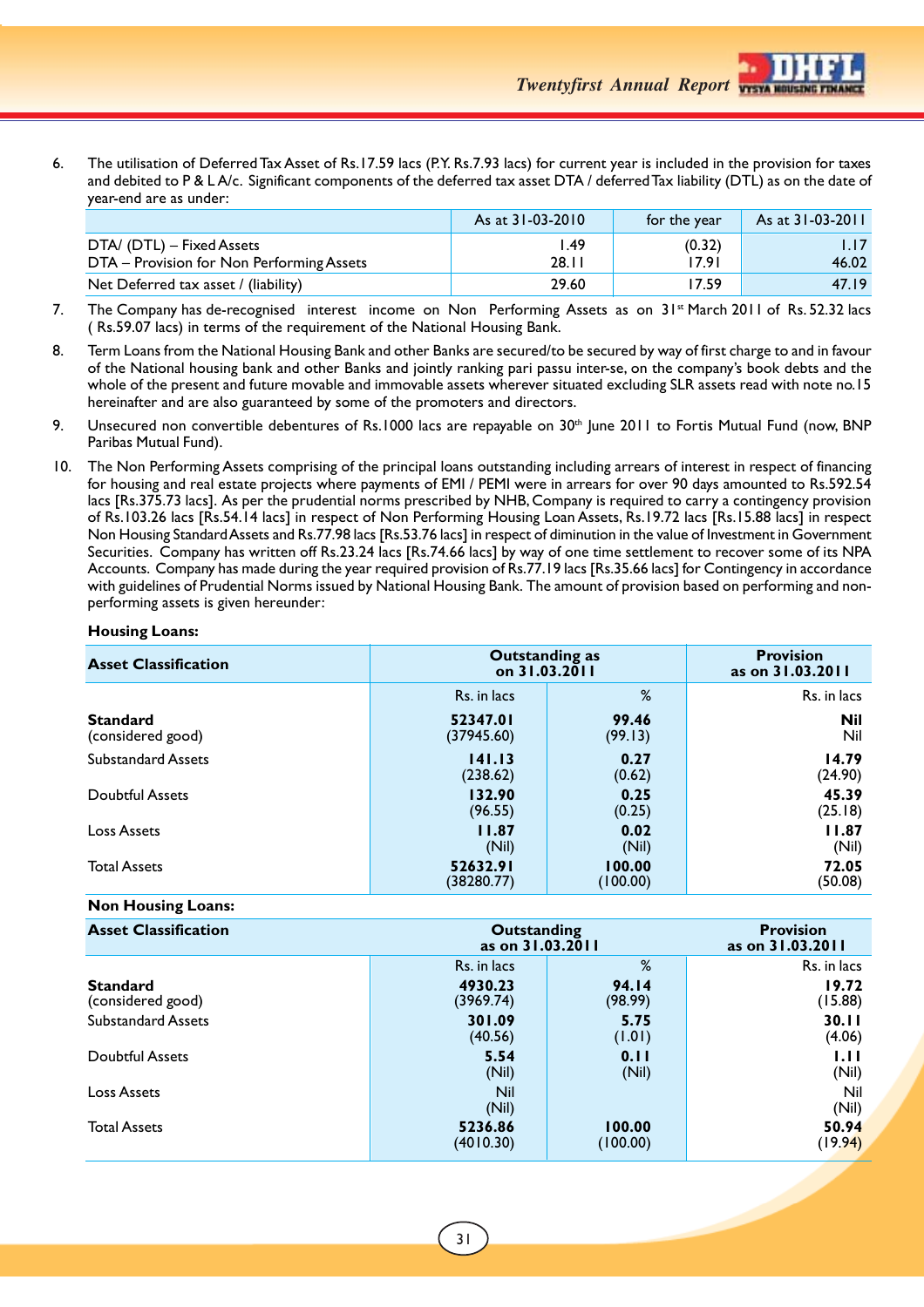6. The utilisation of Deferred Tax Asset of Rs.17.59 lacs (P.Y. Rs.7.93 lacs) for current year is included in the provision for taxes and debited to P & L A/c. Significant components of the deferred tax asset DTA / deferred Tax liability (DTL) as on the date of year-end are as under:

| | As at 31-03-2010 | for the year | As at 31-03-2011 |
|---|---|---|---|
| DTA/ (DTL) – Fixed Assets | 1.49 | (0.32) | 1.17 |
| DTA – Provision for Non Performing Assets | 28.11 | 17.91 | 46.02 |
| Net Deferred tax asset / (liability) | 29.60 | 17.59 | 47.19 |

7. The Company has de-recognised interest income on Non Performing Assets as on 31st March 2011 of Rs. 52.32 lacs ( Rs.59.07 lacs) in terms of the requirement of the National Housing Bank.

8. Term Loans from the National Housing Bank and other Banks are secured/to be secured by way of first charge to and in favour of the National housing bank and other Banks and jointly ranking pari passu inter-se, on the company's book debts and the whole of the present and future movable and immovable assets wherever situated excluding SLR assets read with note no.15 hereinafter and are also guaranteed by some of the promoters and directors.

9. Unsecured non convertible debentures of Rs.1000 lacs are repayable on 30th June 2011 to Fortis Mutual Fund (now, BNP Paribas Mutual Fund).

10. The Non Performing Assets comprising of the principal loans outstanding including arrears of interest in respect of financing for housing and real estate projects where payments of EMI / PEMI were in arrears for over 90 days amounted to Rs.592.54 lacs [Rs.375.73 lacs]. As per the prudential norms prescribed by NHB, Company is required to carry a contingency provision of Rs.103.26 lacs [Rs.54.14 lacs] in respect of Non Performing Housing Loan Assets, Rs.19.72 lacs [Rs.15.88 lacs] in respect Non Housing Standard Assets and Rs.77.98 lacs [Rs.53.76 lacs] in respect of diminution in the value of Investment in Government Securities. Company has written off Rs.23.24 lacs [Rs.74.66 lacs] by way of one time settlement to recover some of its NPA Accounts. Company has made during the year required provision of Rs.77.19 lacs [Rs.35.66 lacs] for Contingency in accordance with guidelines of Prudential Norms issued by National Housing Bank. The amount of provision based on performing and non-performing assets is given hereunder:

**Housing Loans:**

| **Asset Classification** | **Outstanding as on 31.03.2011** | | **Provision as on 31.03.2011** |
|---|---|---|---|
| | Rs. in lacs | % | Rs. in lacs |
| **Standard** (considered good) | **52347.01** (37945.60) | **99.46** (99.13) | **Nil** Nil |
| Substandard Assets | **141.13** (238.62) | **0.27** (0.62) | **14.79** (24.90) |
| Doubtful Assets | **132.90** (96.55) | **0.25** (0.25) | **45.39** (25.18) |
| Loss Assets | **11.87** (Nil) | **0.02** (Nil) | **11.87** (Nil) |
| Total Assets | **52632.91** (38280.77) | **100.00** (100.00) | **72.05** (50.08) |

**Non Housing Loans:**

| **Asset Classification** | **Outstanding as on 31.03.2011** | | **Provision as on 31.03.2011** |
|---|---|---|---|
| | Rs. in lacs | % | Rs. in lacs |
| **Standard** (considered good) | **4930.23** (3969.74) | **94.14** (98.99) | **19.72** (15.88) |
| Substandard Assets | **301.09** (40.56) | **5.75** (1.01) | **30.11** (4.06) |
| Doubtful Assets | **5.54** (Nil) | **0.11** (Nil) | **1.11** (Nil) |
| Loss Assets | Nil (Nil) | | Nil (Nil) |
| Total Assets | **5236.86** (4010.30) | **100.00** (100.00) | **50.94** (19.94) |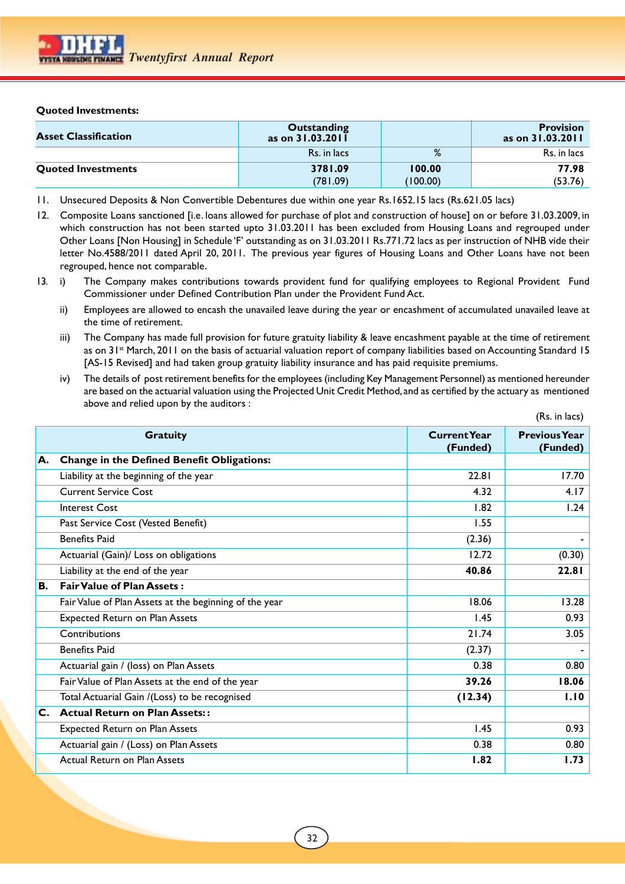**Quoted Investments:**

| Asset Classification | Outstanding as on 31.03.2011 | | Provision as on 31.03.2011 |
|---|---|---|---|
| | Rs. in lacs | % | Rs. in lacs |
| **Quoted Investments** | **3781.09** (781.09) | **100.00** (100.00) | **77.98** (53.76) |

11. Unsecured Deposits & Non Convertible Debentures due within one year Rs.1652.15 lacs (Rs.621.05 lacs)

12. Composite Loans sanctioned [i.e. loans allowed for purchase of plot and construction of house] on or before 31.03.2009, in which construction has not been started upto 31.03.2011 has been excluded from Housing Loans and regrouped under Other Loans [Non Housing] in Schedule 'F' outstanding as on 31.03.2011 Rs.771.72 lacs as per instruction of NHB vide their letter No.4588/2011 dated April 20, 2011. The previous year figures of Housing Loans and Other Loans have not been regrouped, hence not comparable.

13. i) The Company makes contributions towards provident fund for qualifying employees to Regional Provident Fund Commissioner under Defined Contribution Plan under the Provident Fund Act.

    ii) Employees are allowed to encash the unavailed leave during the year or encashment of accumulated unavailed leave at the time of retirement.

    iii) The Company has made full provision for future gratuity liability & leave encashment payable at the time of retirement as on 31st March, 2011 on the basis of actuarial valuation report of company liabilities based on Accounting Standard 15 [AS-15 Revised] and had taken group gratuity liability insurance and has paid requisite premiums.

    iv) The details of post retirement benefits for the employees (including Key Management Personnel) as mentioned hereunder are based on the actuarial valuation using the Projected Unit Credit Method, and as certified by the actuary as mentioned above and relied upon by the auditors :

(Rs. in lacs)

| Gratuity | Current Year (Funded) | Previous Year (Funded) |
|---|---|---|
| **A. Change in the Defined Benefit Obligations:** | | |
| Liability at the beginning of the year | 22.81 | 17.70 |
| Current Service Cost | 4.32 | 4.17 |
| Interest Cost | 1.82 | 1.24 |
| Past Service Cost (Vested Benefit) | 1.55 | |
| Benefits Paid | (2.36) | - |
| Actuarial (Gain)/ Loss on obligations | 12.72 | (0.30) |
| Liability at the end of the year | **40.86** | **22.81** |
| **B. Fair Value of Plan Assets :** | | |
| Fair Value of Plan Assets at the beginning of the year | 18.06 | 13.28 |
| Expected Return on Plan Assets | 1.45 | 0.93 |
| Contributions | 21.74 | 3.05 |
| Benefits Paid | (2.37) | - |
| Actuarial gain / (loss) on Plan Assets | 0.38 | 0.80 |
| Fair Value of Plan Assets at the end of the year | **39.26** | **18.06** |
| Total Actuarial Gain /(Loss) to be recognised | **(12.34)** | **1.10** |
| **C. Actual Return on Plan Assets: :** | | |
| Expected Return on Plan Assets | 1.45 | 0.93 |
| Actuarial gain / (Loss) on Plan Assets | 0.38 | 0.80 |
| Actual Return on Plan Assets | **1.82** | **1.73** |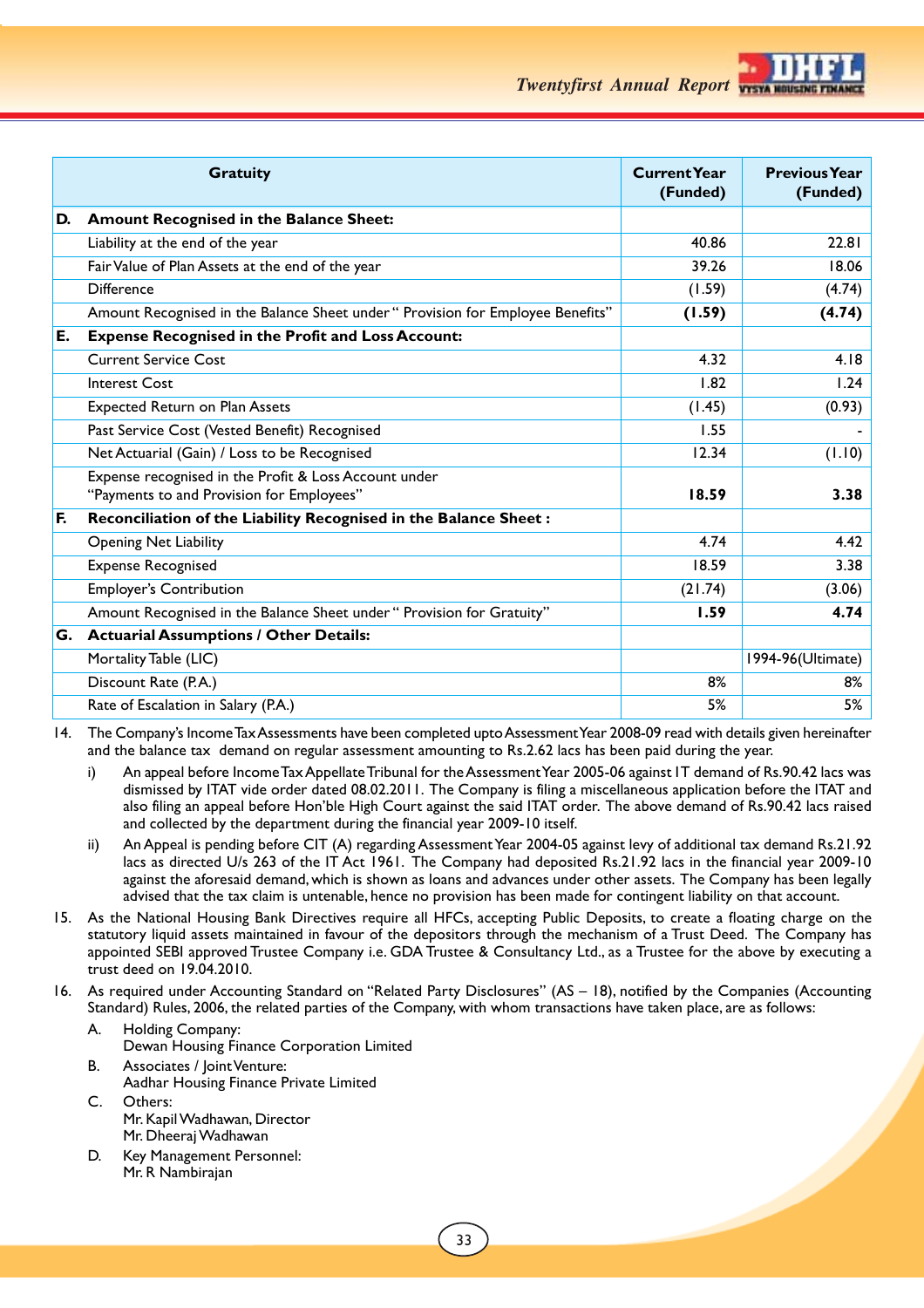| Gratuity | Current Year (Funded) | Previous Year (Funded) |
|---|---|---|
| **D. Amount Recognised in the Balance Sheet:** | | |
| Liability at the end of the year | 40.86 | 22.81 |
| Fair Value of Plan Assets at the end of the year | 39.26 | 18.06 |
| Difference | (1.59) | (4.74) |
| Amount Recognised in the Balance Sheet under " Provision for Employee Benefits" | **(1.59)** | **(4.74)** |
| **E. Expense Recognised in the Profit and Loss Account:** | | |
| Current Service Cost | 4.32 | 4.18 |
| Interest Cost | 1.82 | 1.24 |
| Expected Return on Plan Assets | (1.45) | (0.93) |
| Past Service Cost (Vested Benefit) Recognised | 1.55 | - |
| Net Actuarial (Gain) / Loss to be Recognised | 12.34 | (1.10) |
| Expense recognised in the Profit & Loss Account under "Payments to and Provision for Employees" | **18.59** | **3.38** |
| **F. Reconciliation of the Liability Recognised in the Balance Sheet :** | | |
| Opening Net Liability | 4.74 | 4.42 |
| Expense Recognised | 18.59 | 3.38 |
| Employer's Contribution | (21.74) | (3.06) |
| Amount Recognised in the Balance Sheet under " Provision for Gratuity" | **1.59** | **4.74** |
| **G. Actuarial Assumptions / Other Details:** | | |
| Mortality Table (LIC) | | 1994-96(Ultimate) |
| Discount Rate (P.A.) | 8% | 8% |
| Rate of Escalation in Salary (P.A.) | 5% | 5% |

14. The Company's Income Tax Assessments have been completed upto Assessment Year 2008-09 read with details given hereinafter and the balance tax demand on regular assessment amounting to Rs.2.62 lacs has been paid during the year.

    i) An appeal before Income Tax Appellate Tribunal for the Assessment Year 2005-06 against IT demand of Rs.90.42 lacs was dismissed by ITAT vide order dated 08.02.2011. The Company is filing a miscellaneous application before the ITAT and also filing an appeal before Hon'ble High Court against the said ITAT order. The above demand of Rs.90.42 lacs raised and collected by the department during the financial year 2009-10 itself.

    ii) An Appeal is pending before CIT (A) regarding Assessment Year 2004-05 against levy of additional tax demand Rs.21.92 lacs as directed U/s 263 of the IT Act 1961. The Company had deposited Rs.21.92 lacs in the financial year 2009-10 against the aforesaid demand, which is shown as loans and advances under other assets. The Company has been legally advised that the tax claim is untenable, hence no provision has been made for contingent liability on that account.

15. As the National Housing Bank Directives require all HFCs, accepting Public Deposits, to create a floating charge on the statutory liquid assets maintained in favour of the depositors through the mechanism of a Trust Deed. The Company has appointed SEBI approved Trustee Company i.e. GDA Trustee & Consultancy Ltd., as a Trustee for the above by executing a trust deed on 19.04.2010.

16. As required under Accounting Standard on "Related Party Disclosures" (AS – 18), notified by the Companies (Accounting Standard) Rules, 2006, the related parties of the Company, with whom transactions have taken place, are as follows:

    A. Holding Company:
       Dewan Housing Finance Corporation Limited

    B. Associates / Joint Venture:
       Aadhar Housing Finance Private Limited

    C. Others:
       Mr. Kapil Wadhawan, Director
       Mr. Dheeraj Wadhawan

    D. Key Management Personnel:
       Mr. R Nambirajan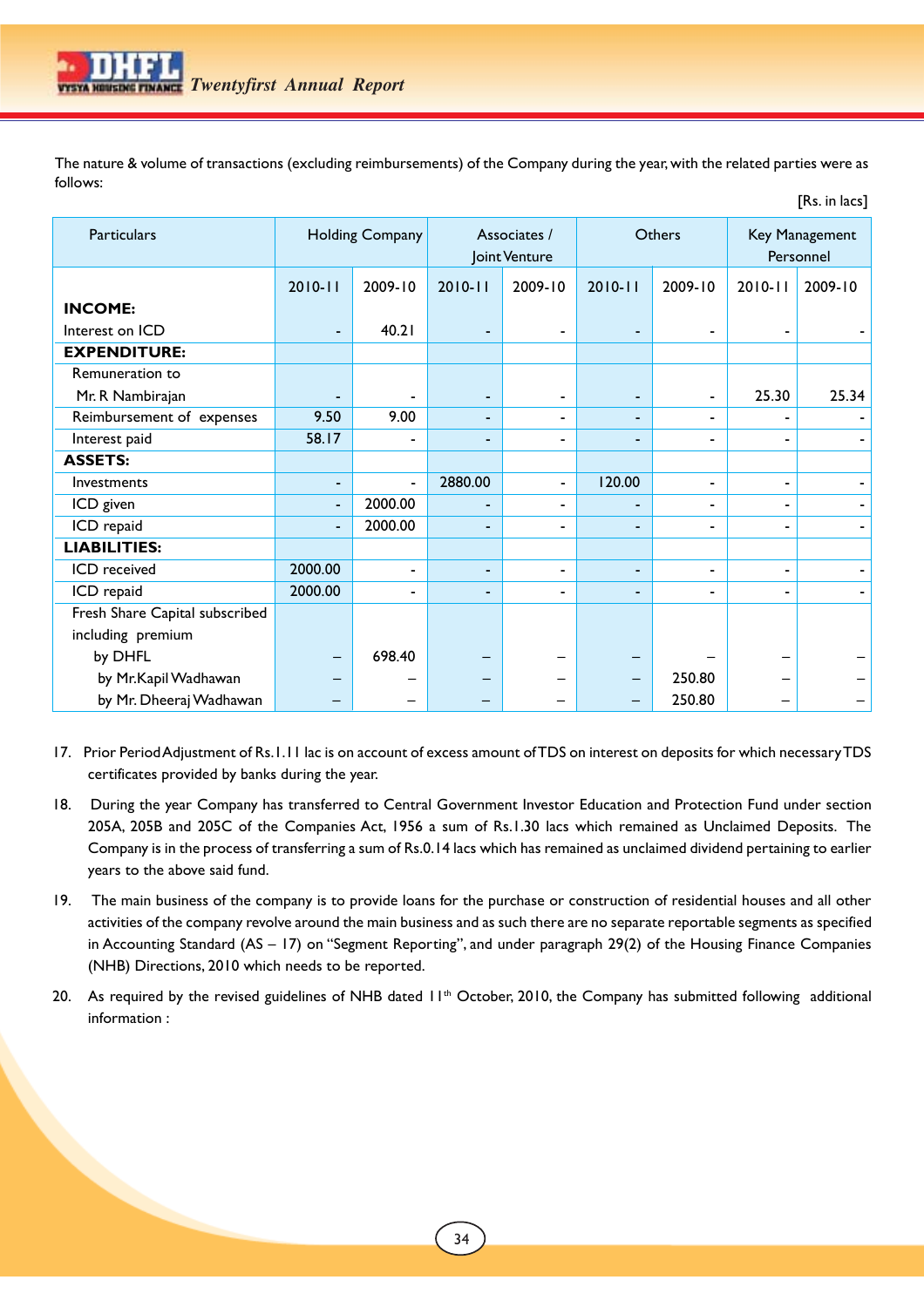The nature & volume of transactions (excluding reimbursements) of the Company during the year, with the related parties were as follows:

[Rs. in lacs]

| Particulars | Holding Company | | Associates / Joint Venture | | Others | | Key Management Personnel | |
|---|---|---|---|---|---|---|---|---|
| | 2010-11 | 2009-10 | 2010-11 | 2009-10 | 2010-11 | 2009-10 | 2010-11 | 2009-10 |
| **INCOME:** | | | | | | | | |
| Interest on ICD | - | 40.21 | - | - | - | - | - | - |
| **EXPENDITURE:** | | | | | | | | |
| Remuneration to Mr. R Nambirajan | - | - | - | - | - | - | 25.30 | 25.34 |
| Reimbursement of expenses | 9.50 | 9.00 | - | - | - | - | - | - |
| Interest paid | 58.17 | - | - | - | - | - | - | - |
| **ASSETS:** | | | | | | | | |
| Investments | - | - | 2880.00 | - | 120.00 | - | - | - |
| ICD given | - | 2000.00 | - | - | - | - | - | - |
| ICD repaid | - | 2000.00 | - | - | - | - | - | - |
| **LIABILITIES:** | | | | | | | | |
| ICD received | 2000.00 | - | - | - | - | - | - | - |
| ICD repaid | 2000.00 | - | - | - | - | - | - | - |
| Fresh Share Capital subscribed including premium | | | | | | | | |
| by DHFL | – | 698.40 | – | – | – | – | – | – |
| by Mr.Kapil Wadhawan | – | – | – | – | – | 250.80 | – | – |
| by Mr. Dheeraj Wadhawan | – | – | – | – | – | 250.80 | – | – |

17. Prior Period Adjustment of Rs.1.11 lac is on account of excess amount of TDS on interest on deposits for which necessary TDS certificates provided by banks during the year.

18. During the year Company has transferred to Central Government Investor Education and Protection Fund under section 205A, 205B and 205C of the Companies Act, 1956 a sum of Rs.1.30 lacs which remained as Unclaimed Deposits. The Company is in the process of transferring a sum of Rs.0.14 lacs which has remained as unclaimed dividend pertaining to earlier years to the above said fund.

19. The main business of the company is to provide loans for the purchase or construction of residential houses and all other activities of the company revolve around the main business and as such there are no separate reportable segments as specified in Accounting Standard (AS – 17) on "Segment Reporting", and under paragraph 29(2) of the Housing Finance Companies (NHB) Directions, 2010 which needs to be reported.

20. As required by the revised guidelines of NHB dated 11th October, 2010, the Company has submitted following additional information :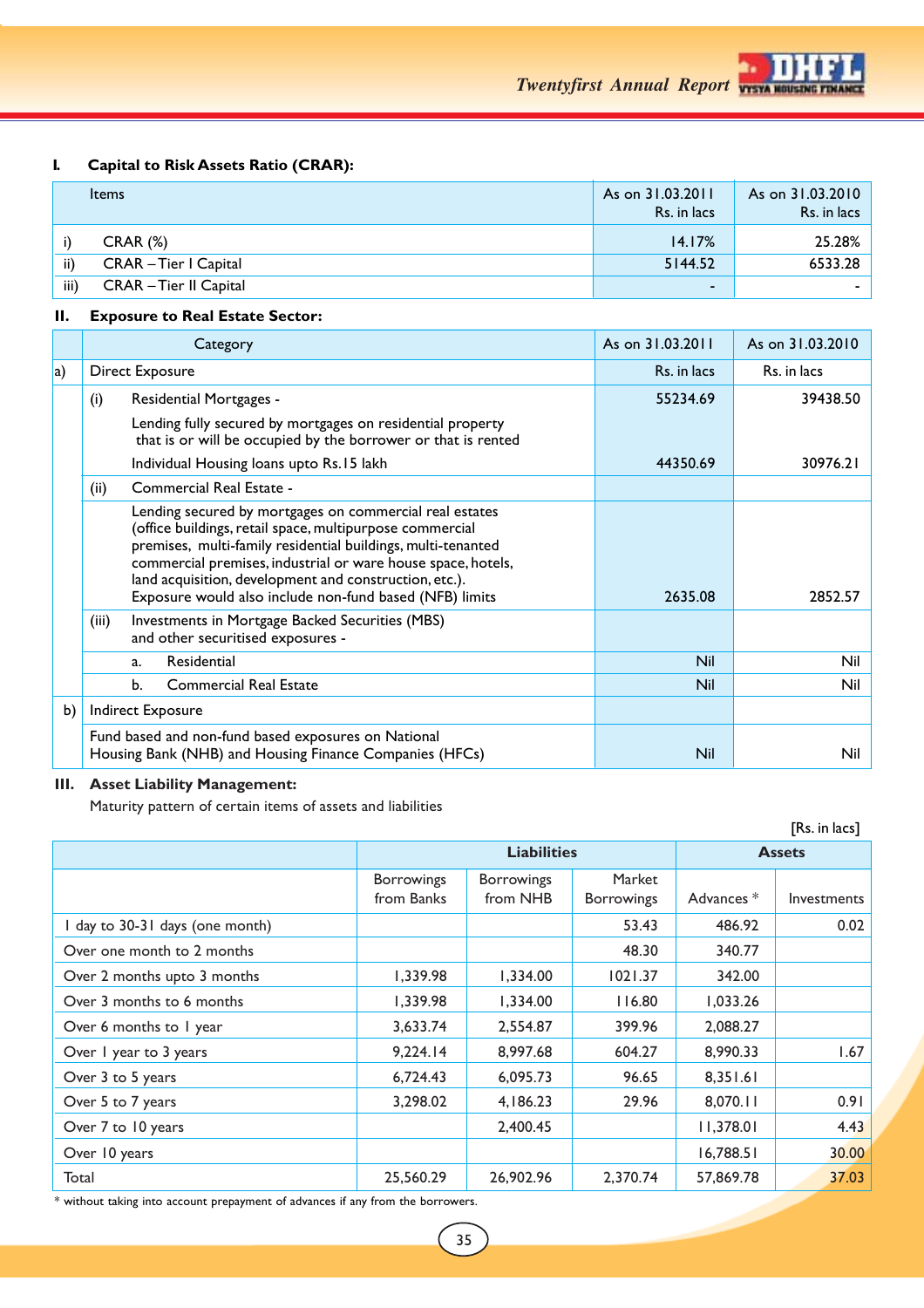### I. Capital to Risk Assets Ratio (CRAR):

| | Items | As on 31.03.2011 Rs. in lacs | As on 31.03.2010 Rs. in lacs |
|---|---|---|---|
| i) | CRAR (%) | 14.17% | 25.28% |
| ii) | CRAR – Tier I Capital | 5144.52 | 6533.28 |
| iii) | CRAR – Tier II Capital | - | - |

### II. Exposure to Real Estate Sector:

| | Category | As on 31.03.2011 | As on 31.03.2010 |
|---|---|---|---|
| a) | Direct Exposure | Rs. in lacs | Rs. in lacs |
| | (i) Residential Mortgages - | 55234.69 | 39438.50 |
| | Lending fully secured by mortgages on residential property that is or will be occupied by the borrower or that is rented | | |
| | Individual Housing loans upto Rs.15 lakh | 44350.69 | 30976.21 |
| | (ii) Commercial Real Estate - | | |
| | Lending secured by mortgages on commercial real estates (office buildings, retail space, multipurpose commercial premises, multi-family residential buildings, multi-tenanted commercial premises, industrial or ware house space, hotels, land acquisition, development and construction, etc.). Exposure would also include non-fund based (NFB) limits | 2635.08 | 2852.57 |
| | (iii) Investments in Mortgage Backed Securities (MBS) and other securitised exposures - | | |
| | a. Residential | Nil | Nil |
| | b. Commercial Real Estate | Nil | Nil |
| b) | Indirect Exposure | | |
| | Fund based and non-fund based exposures on National Housing Bank (NHB) and Housing Finance Companies (HFCs) | Nil | Nil |

### III. Asset Liability Management:

Maturity pattern of certain items of assets and liabilities

[Rs. in lacs]

| | Liabilities | | | Assets | |
|---|---|---|---|---|---|
| | Borrowings from Banks | Borrowings from NHB | Market Borrowings | Advances * | Investments |
| 1 day to 30-31 days (one month) | | | 53.43 | 486.92 | 0.02 |
| Over one month to 2 months | | | 48.30 | 340.77 | |
| Over 2 months upto 3 months | 1,339.98 | 1,334.00 | 1021.37 | 342.00 | |
| Over 3 months to 6 months | 1,339.98 | 1,334.00 | 116.80 | 1,033.26 | |
| Over 6 months to 1 year | 3,633.74 | 2,554.87 | 399.96 | 2,088.27 | |
| Over 1 year to 3 years | 9,224.14 | 8,997.68 | 604.27 | 8,990.33 | 1.67 |
| Over 3 to 5 years | 6,724.43 | 6,095.73 | 96.65 | 8,351.61 | |
| Over 5 to 7 years | 3,298.02 | 4,186.23 | 29.96 | 8,070.11 | 0.91 |
| Over 7 to 10 years | | 2,400.45 | | 11,378.01 | 4.43 |
| Over 10 years | | | | 16,788.51 | 30.00 |
| Total | 25,560.29 | 26,902.96 | 2,370.74 | 57,869.78 | 37.03 |

* without taking into account prepayment of advances if any from the borrowers.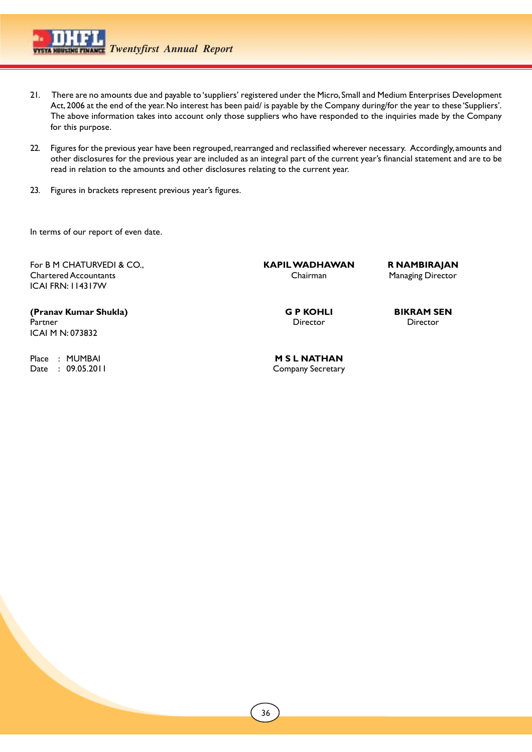21. There are no amounts due and payable to 'suppliers' registered under the Micro, Small and Medium Enterprises Development Act, 2006 at the end of the year. No interest has been paid/ is payable by the Company during/for the year to these 'Suppliers'. The above information takes into account only those suppliers who have responded to the inquiries made by the Company for this purpose.

22. Figures for the previous year have been regrouped, rearranged and reclassified wherever necessary. Accordingly, amounts and other disclosures for the previous year are included as an integral part of the current year's financial statement and are to be read in relation to the amounts and other disclosures relating to the current year.

23. Figures in brackets represent previous year's figures.

In terms of our report of even date.

For B M CHATURVEDI & CO.,
Chartered Accountants
ICAI FRN: 114317W

**(Pranav Kumar Shukla)**
Partner
ICAI M N: 073832

Place : MUMBAI
Date : 09.05.2011

**KAPIL WADHAWAN**
Chairman

**R NAMBIRAJAN**
Managing Director

**G P KOHLI**
Director

**BIKRAM SEN**
Director

**M S L NATHAN**
Company Secretary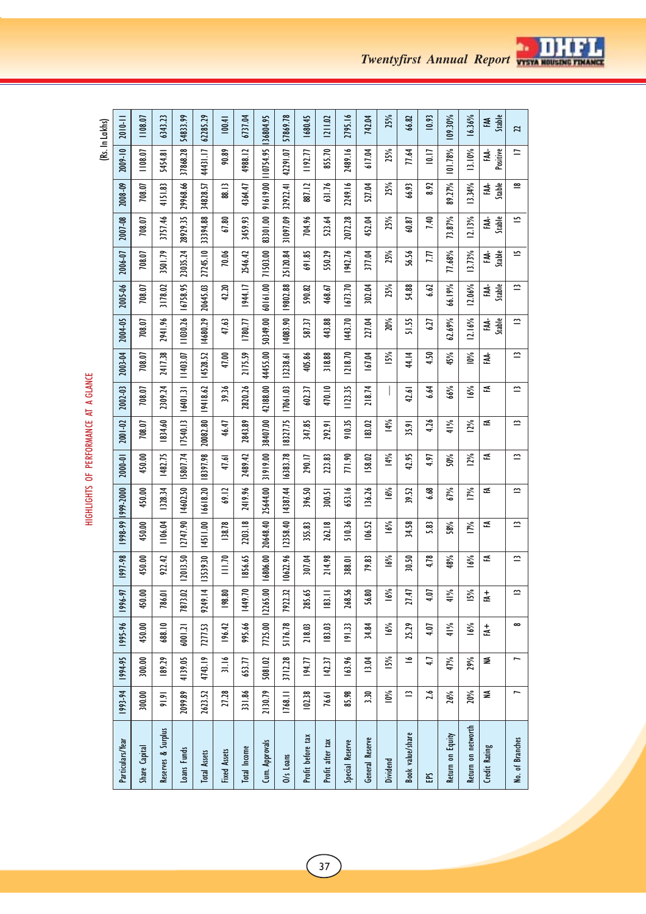# HIGHLIGHTS OF PERFORMANCE AT A GLANCE

(Rs. In Lakhs)

| Particulars/Year | 1993-94 | 1994-95 | 1995-96 | 1996-97 | 1997-98 | 1998-99 | 1999-2000 | 2000-01 | 2001-02 | 2002-03 | 2003-04 | 2004-05 | 2005-06 | 2006-07 | 2007-08 | 2008-09 | 2009-10 | 2010-11 |
|---|---|---|---|---|---|---|---|---|---|---|---|---|---|---|---|---|---|---|
| Share Capital | 300.00 | 300.00 | 450.00 | 450.00 | 450.00 | 450.00 | 450.00 | 450.00 | 708.07 | 708.07 | 708.07 | 708.07 | 708.07 | 708.07 | 708.07 | 708.07 | 1108.07 | 1108.07 |
| Reserves & Surplus | 91.91 | 189.29 | 688.10 | 786.01 | 922.42 | 1106.04 | 1328.34 | 1482.75 | 1834.60 | 2309.24 | 2417.38 | 2941.96 | 3178.02 | 3501.79 | 3757.46 | 4151.83 | 5454.81 | 6343.23 |
| Loans Funds | 2099.89 | 4139.05 | 6001.21 | 7873.02 | 12013.50 | 12747.90 | 14602.50 | 15807.74 | 17540.13 | 16401.31 | 11403.07 | 11030.26 | 16758.95 | 23035.24 | 28929.35 | 29968.66 | 37868.28 | 54833.99 |
| Total Assets | 2623.52 | 4743.19 | 7727.53 | 9249.14 | 13539.30 | 14511.00 | 16618.20 | 18397.98 | 20082.80 | 19418.62 | 14528.52 | 14680.29 | 20645.03 | 27245.10 | 33394.88 | 34828.57 | 44431.17 | 62285.29 |
| Fixed Assets | 27.28 | 31.16 | 196.42 | 198.80 | 111.70 | 138.78 | 69.12 | 47.61 | 46.47 | 39.36 | 47.00 | 47.63 | 42.20 | 70.06 | 67.80 | 88.13 | 90.89 | 100.41 |
| Total Income | 331.86 | 653.77 | 995.66 | 1449.70 | 1856.65 | 2203.18 | 2419.96 | 2489.42 | 2843.89 | 2820.26 | 2175.59 | 1780.77 | 1944.17 | 2546.42 | 3459.93 | 4364.47 | 4988.12 | 6737.04 |
| Cum. Approvals | 2130.79 | 5081.02 | 7725.00 | 12265.00 | 16806.00 | 20648.40 | 25644.00 | 31919.00 | 38407.00 | 42188.00 | 44455.00 | 50349.00 | 60161.00 | 71503.00 | 83301.00 | 91619.00 | 110754.95 | 136804.95 |
| O/s Loans | 1768.11 | 3712.28 | 5176.78 | 7922.32 | 10622.96 | 12358.40 | 14387.44 | 16383.78 | 18327.75 | 17061.03 | 13238.61 | 14083.90 | 19802.88 | 25120.84 | 31097.09 | 32922.41 | 42291.07 | 57869.78 |
| Profit before tax | 102.38 | 194.77 | 218.03 | 285.65 | 307.04 | 355.83 | 396.50 | 290.17 | 347.85 | 602.37 | 405.86 | 587.37 | 590.82 | 691.85 | 704.96 | 887.12 | 1192.77 | 1680.45 |
| Profit after tax | 76.61 | 142.37 | 183.03 | 183.11 | 214.98 | 262.18 | 300.51 | 223.83 | 292.91 | 470.10 | 318.88 | 443.88 | 468.67 | 550.29 | 523.64 | 631.76 | 855.70 | 1211.02 |
| Special Reserve | 85.98 | 163.96 | 191.33 | 268.56 | 388.01 | 510.36 | 653.16 | 771.90 | 910.35 | 1123.35 | 1218.70 | 1443.70 | 1673.70 | 1942.76 | 2072.28 | 2249.16 | 2489.16 | 2795.16 |
| General Reserve | 3.30 | 13.04 | 34.84 | 56.80 | 79.83 | 106.52 | 136.26 | 158.02 | 183.02 | 218.74 | 167.04 | 227.04 | 302.04 | 377.04 | 452.04 | 527.04 | 617.04 | 742.04 |
| Dividend | 10% | 15% | 16% | 16% | 16% | 16% | 16% | 14% | 14% | — | 15% | 20% | 25% | 25% | 25% | 25% | 25% | 25% |
| Book value/share | 13 | 16 | 25.29 | 27.47 | 30.50 | 34.58 | 39.52 | 42.95 | 35.91 | 42.61 | 44.14 | 51.55 | 54.88 | 56.56 | 60.87 | 66.93 | 77.64 | 66.82 |
| EPS | 2.6 | 4.7 | 4.07 | 4.07 | 4.78 | 5.83 | 6.68 | 4.97 | 4.26 | 6.64 | 4.50 | 6.27 | 6.62 | 7.77 | 7.40 | 8.92 | 10.17 | 10.93 |
| Return on Equity | 26% | 47% | 41% | 41% | 48% | 58% | 67% | 50% | 41% | 66% | 45% | 62.69% | 66.19% | 77.68% | 73.87% | 89.27% | 101.78% | 109.30% |
| Return on networth | 20% | 29% | 16% | 15% | 16% | 17% | 17% | 12% | 12% | 16% | 10% | 12.16% | 12.06% | 13.73% | 12.13% | 13.34% | 13.10% | 16.36% |
| Credit Rating | NA | NA | FA+ | FA+ | FA | FA | FA | FA | FA | FA | FAA- | FAA- Stable | FAA- Stable | FAA- Stable | FAA- Stable | FAA- Stable | FAA- Positive | FAA Stable |
| No. of Branches | 7 | 7 | 8 | 13 | 13 | 13 | 13 | 13 | 13 | 13 | 13 | 13 | 13 | 15 | 15 | 18 | 17 | 22 |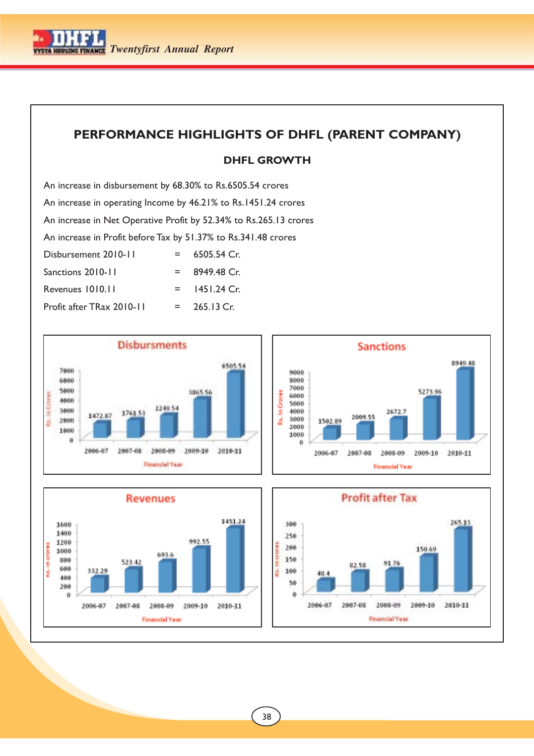# PERFORMANCE HIGHLIGHTS OF DHFL (PARENT COMPANY)

## DHFL GROWTH

An increase in disbursement by 68.30% to Rs.6505.54 crores

An increase in operating Income by 46.21% to Rs.1451.24 crores

An increase in Net Operative Profit by 52.34% to Rs.265.13 crores

An increase in Profit before Tax by 51.37% to Rs.341.48 crores

| | | |
|---|---|---|
| Disbursement 2010-11 | = | 6505.54 Cr. |
| Sanctions 2010-11 | = | 8949.48 Cr. |
| Revenues 1010.11 | = | 1451.24 Cr. |
| Profit after TRax 2010-11 | = | 265.13 Cr. |

**Disbursments**

| Financial Year | Rs. In Crores |
|---|---|
| 2006-07 | 1472.87 |
| 2007-08 | 1761.53 |
| 2008-09 | 2240.54 |
| 2009-10 | 3865.56 |
| 2010-11 | 6505.54 |

**Sanctions**

| Financial Year | Rs. In Crores |
|---|---|
| 2006-07 | 1502.89 |
| 2007-08 | 2009.55 |
| 2008-09 | 2672.7 |
| 2009-10 | 5273.96 |
| 2010-11 | 8949.48 |

**Revenues**

| Financial Year | Rs. in crores |
|---|---|
| 2006-07 | 332.29 |
| 2007-08 | 523.42 |
| 2008-09 | 693.6 |
| 2009-10 | 992.55 |
| 2010-11 | 1451.24 |

**Profit after Tax**

| Financial Year | Rs. in crores |
|---|---|
| 2006-07 | 48.4 |
| 2007-08 | 82.58 |
| 2008-09 | 91.76 |
| 2009-10 | 150.69 |
| 2010-11 | 265.13 |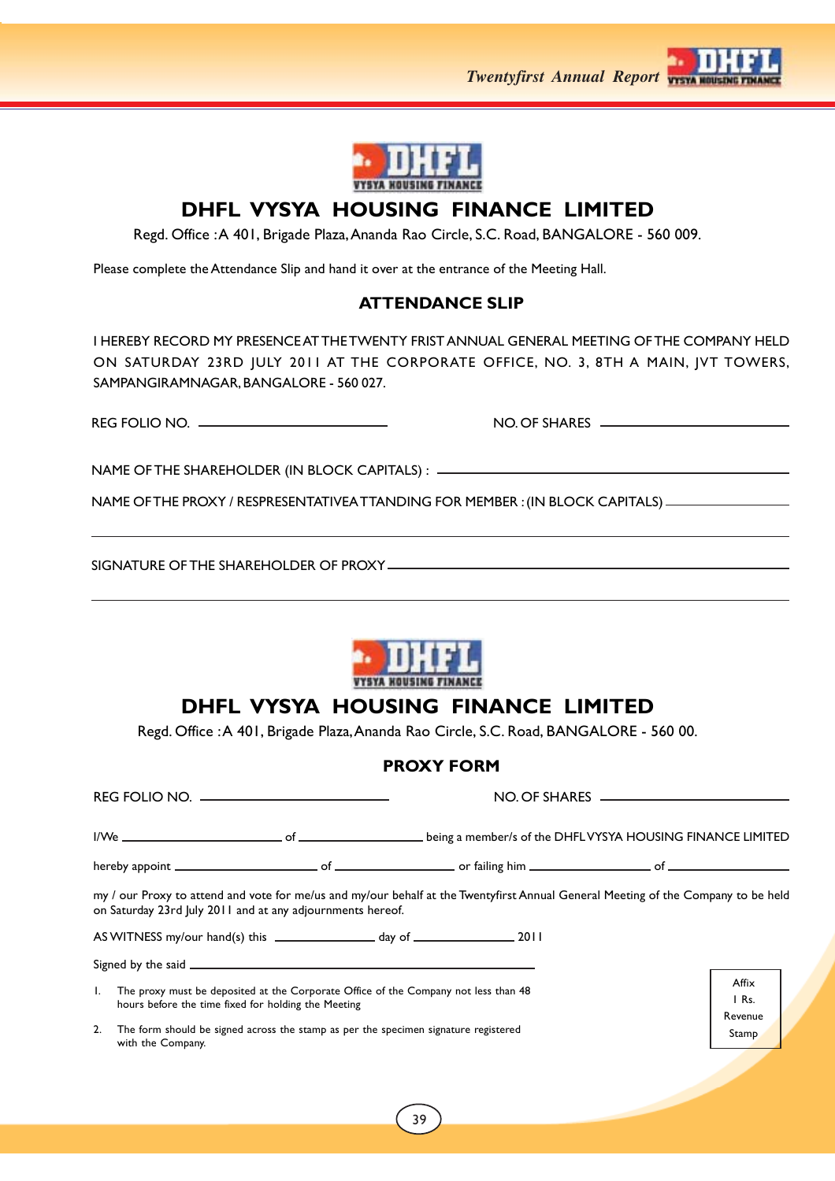# DHFL VYSYA HOUSING FINANCE LIMITED

Regd. Office : A 401, Brigade Plaza, Ananda Rao Circle, S.C. Road, BANGALORE - 560 009.

Please complete the Attendance Slip and hand it over at the entrance of the Meeting Hall.

## ATTENDANCE SLIP

I HEREBY RECORD MY PRESENCE AT THE TWENTY FRIST ANNUAL GENERAL MEETING OF THE COMPANY HELD ON SATURDAY 23RD JULY 2011 AT THE CORPORATE OFFICE, NO. 3, 8TH A MAIN, JVT TOWERS, SAMPANGIRAMNAGAR, BANGALORE - 560 027.

REG FOLIO NO. ____________________ NO. OF SHARES ____________________

NAME OF THE SHAREHOLDER (IN BLOCK CAPITALS) : ____________________

NAME OF THE PROXY / RESPRESENTATIVEA TTANDING FOR MEMBER : (IN BLOCK CAPITALS) ____________________

SIGNATURE OF THE SHAREHOLDER OF PROXY ____________________

# DHFL VYSYA HOUSING FINANCE LIMITED

Regd. Office : A 401, Brigade Plaza, Ananda Rao Circle, S.C. Road, BANGALORE - 560 00.

## PROXY FORM

REG FOLIO NO. ____________________ NO. OF SHARES ____________________

I/We ____________________ of ____________________ being a member/s of the DHFL VYSYA HOUSING FINANCE LIMITED

hereby appoint ____________________ of ____________________ or failing him ____________________ of ____________________

my / our Proxy to attend and vote for me/us and my/our behalf at the Twentyfirst Annual General Meeting of the Company to be held on Saturday 23rd July 2011 and at any adjournments hereof.

AS WITNESS my/our hand(s) this ______________ day of ______________ 2011

Signed by the said ____________________

1. The proxy must be deposited at the Corporate Office of the Company not less than 48 hours before the time fixed for holding the Meeting
2. The form should be signed across the stamp as per the specimen signature registered with the Company.

Affix 1 Rs. Revenue Stamp